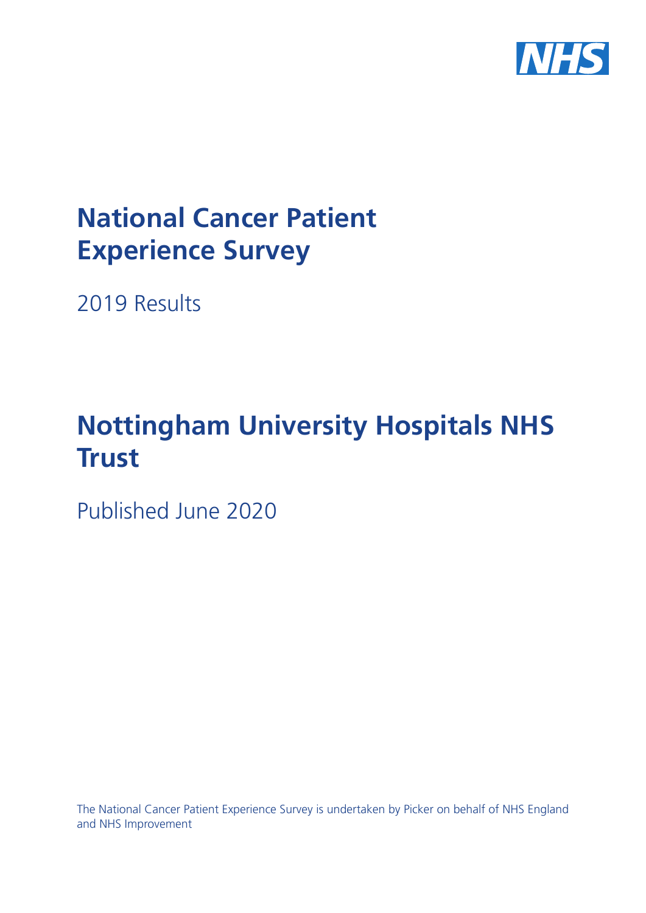NHS

# National Cancer Patient Experience Survey

2019 Results

# Nottingham University Hospitals NHS Trust

Published June 2020

The National Cancer Patient Experience Survey is undertaken by Picker on behalf of NHS England and NHS Improvement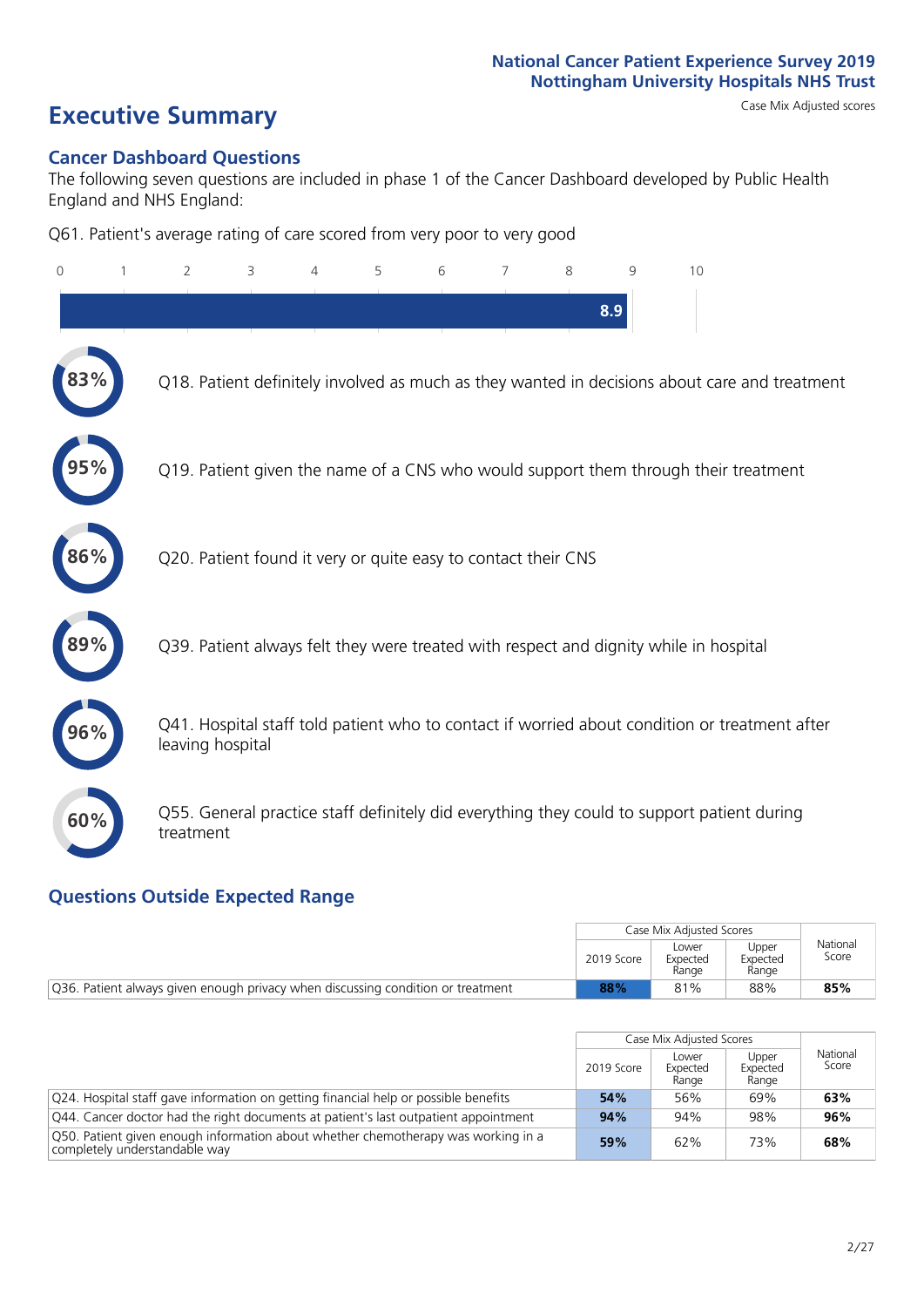National Cancer Patient Experience Survey 2019
Nottingham University Hospitals NHS Trust

# Executive Summary

Case Mix Adjusted scores

## Cancer Dashboard Questions

The following seven questions are included in phase 1 of the Cancer Dashboard developed by Public Health England and NHS England:

Q61. Patient's average rating of care scored from very poor to very good

8.9

- 83% Q18. Patient definitely involved as much as they wanted in decisions about care and treatment
- 95% Q19. Patient given the name of a CNS who would support them through their treatment
- 86% Q20. Patient found it very or quite easy to contact their CNS
- 89% Q39. Patient always felt they were treated with respect and dignity while in hospital
- 96% Q41. Hospital staff told patient who to contact if worried about condition or treatment after leaving hospital
- 60% Q55. General practice staff definitely did everything they could to support patient during treatment

## Questions Outside Expected Range

| | Case Mix Adjusted Scores | | | National Score |
|---|---|---|---|---|
| | 2019 Score | Lower Expected Range | Upper Expected Range | |
| Q36. Patient always given enough privacy when discussing condition or treatment | **88%** | 81% | 88% | **85%** |

| | Case Mix Adjusted Scores | | | National Score |
|---|---|---|---|---|
| | 2019 Score | Lower Expected Range | Upper Expected Range | |
| Q24. Hospital staff gave information on getting financial help or possible benefits | **54%** | 56% | 69% | **63%** |
| Q44. Cancer doctor had the right documents at patient's last outpatient appointment | **94%** | 94% | 98% | **96%** |
| Q50. Patient given enough information about whether chemotherapy was working in a completely understandable way | **59%** | 62% | 73% | **68%** |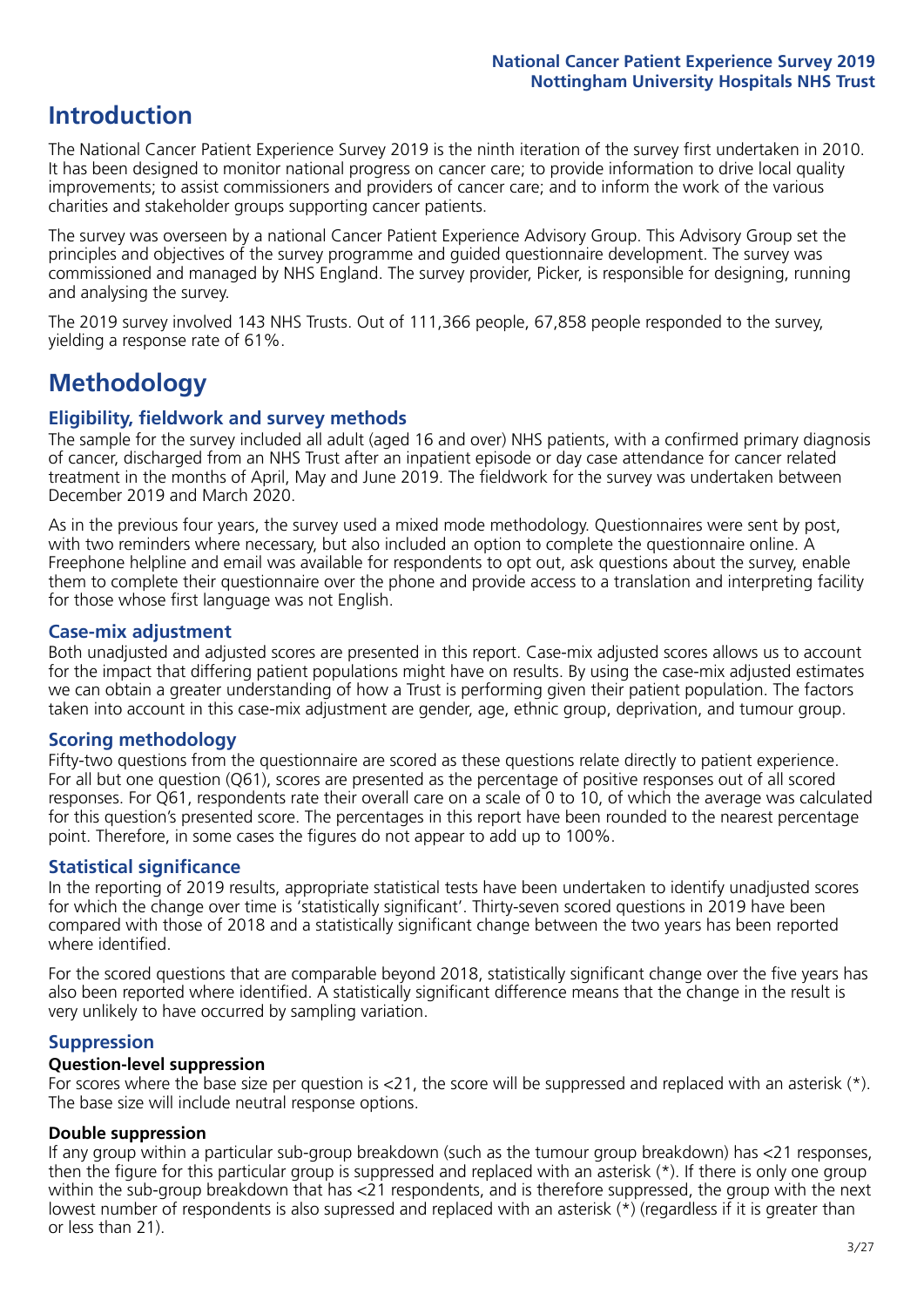# Introduction

The National Cancer Patient Experience Survey 2019 is the ninth iteration of the survey first undertaken in 2010. It has been designed to monitor national progress on cancer care; to provide information to drive local quality improvements; to assist commissioners and providers of cancer care; and to inform the work of the various charities and stakeholder groups supporting cancer patients.

The survey was overseen by a national Cancer Patient Experience Advisory Group. This Advisory Group set the principles and objectives of the survey programme and guided questionnaire development. The survey was commissioned and managed by NHS England. The survey provider, Picker, is responsible for designing, running and analysing the survey.

The 2019 survey involved 143 NHS Trusts. Out of 111,366 people, 67,858 people responded to the survey, yielding a response rate of 61%.

# Methodology

### Eligibility, fieldwork and survey methods

The sample for the survey included all adult (aged 16 and over) NHS patients, with a confirmed primary diagnosis of cancer, discharged from an NHS Trust after an inpatient episode or day case attendance for cancer related treatment in the months of April, May and June 2019. The fieldwork for the survey was undertaken between December 2019 and March 2020.

As in the previous four years, the survey used a mixed mode methodology. Questionnaires were sent by post, with two reminders where necessary, but also included an option to complete the questionnaire online. A Freephone helpline and email was available for respondents to opt out, ask questions about the survey, enable them to complete their questionnaire over the phone and provide access to a translation and interpreting facility for those whose first language was not English.

### Case-mix adjustment

Both unadjusted and adjusted scores are presented in this report. Case-mix adjusted scores allows us to account for the impact that differing patient populations might have on results. By using the case-mix adjusted estimates we can obtain a greater understanding of how a Trust is performing given their patient population. The factors taken into account in this case-mix adjustment are gender, age, ethnic group, deprivation, and tumour group.

### Scoring methodology

Fifty-two questions from the questionnaire are scored as these questions relate directly to patient experience. For all but one question (Q61), scores are presented as the percentage of positive responses out of all scored responses. For Q61, respondents rate their overall care on a scale of 0 to 10, of which the average was calculated for this question's presented score. The percentages in this report have been rounded to the nearest percentage point. Therefore, in some cases the figures do not appear to add up to 100%.

### Statistical significance

In the reporting of 2019 results, appropriate statistical tests have been undertaken to identify unadjusted scores for which the change over time is 'statistically significant'. Thirty-seven scored questions in 2019 have been compared with those of 2018 and a statistically significant change between the two years has been reported where identified.

For the scored questions that are comparable beyond 2018, statistically significant change over the five years has also been reported where identified. A statistically significant difference means that the change in the result is very unlikely to have occurred by sampling variation.

### Suppression

#### Question-level suppression

For scores where the base size per question is <21, the score will be suppressed and replaced with an asterisk (*). The base size will include neutral response options.

#### Double suppression

If any group within a particular sub-group breakdown (such as the tumour group breakdown) has <21 responses, then the figure for this particular group is suppressed and replaced with an asterisk (*). If there is only one group within the sub-group breakdown that has <21 respondents, and is therefore suppressed, the group with the next lowest number of respondents is also supressed and replaced with an asterisk (*) (regardless if it is greater than or less than 21).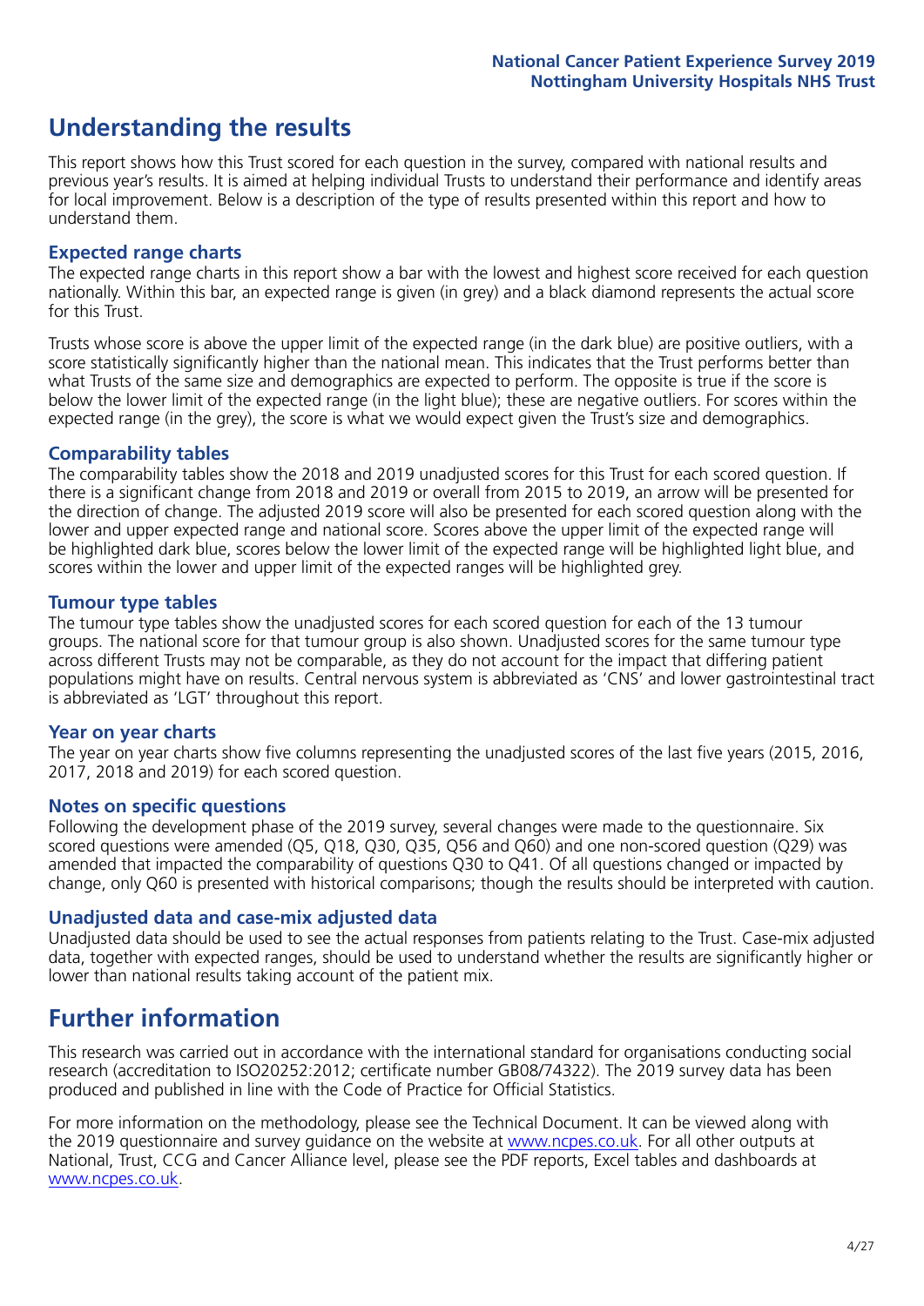# Understanding the results

This report shows how this Trust scored for each question in the survey, compared with national results and previous year's results. It is aimed at helping individual Trusts to understand their performance and identify areas for local improvement. Below is a description of the type of results presented within this report and how to understand them.

## Expected range charts

The expected range charts in this report show a bar with the lowest and highest score received for each question nationally. Within this bar, an expected range is given (in grey) and a black diamond represents the actual score for this Trust.

Trusts whose score is above the upper limit of the expected range (in the dark blue) are positive outliers, with a score statistically significantly higher than the national mean. This indicates that the Trust performs better than what Trusts of the same size and demographics are expected to perform. The opposite is true if the score is below the lower limit of the expected range (in the light blue); these are negative outliers. For scores within the expected range (in the grey), the score is what we would expect given the Trust's size and demographics.

## Comparability tables

The comparability tables show the 2018 and 2019 unadjusted scores for this Trust for each scored question. If there is a significant change from 2018 and 2019 or overall from 2015 to 2019, an arrow will be presented for the direction of change. The adjusted 2019 score will also be presented for each scored question along with the lower and upper expected range and national score. Scores above the upper limit of the expected range will be highlighted dark blue, scores below the lower limit of the expected range will be highlighted light blue, and scores within the lower and upper limit of the expected ranges will be highlighted grey.

## Tumour type tables

The tumour type tables show the unadjusted scores for each scored question for each of the 13 tumour groups. The national score for that tumour group is also shown. Unadjusted scores for the same tumour type across different Trusts may not be comparable, as they do not account for the impact that differing patient populations might have on results. Central nervous system is abbreviated as 'CNS' and lower gastrointestinal tract is abbreviated as 'LGT' throughout this report.

## Year on year charts

The year on year charts show five columns representing the unadjusted scores of the last five years (2015, 2016, 2017, 2018 and 2019) for each scored question.

## Notes on specific questions

Following the development phase of the 2019 survey, several changes were made to the questionnaire. Six scored questions were amended (Q5, Q18, Q30, Q35, Q56 and Q60) and one non-scored question (Q29) was amended that impacted the comparability of questions Q30 to Q41. Of all questions changed or impacted by change, only Q60 is presented with historical comparisons; though the results should be interpreted with caution.

## Unadjusted data and case-mix adjusted data

Unadjusted data should be used to see the actual responses from patients relating to the Trust. Case-mix adjusted data, together with expected ranges, should be used to understand whether the results are significantly higher or lower than national results taking account of the patient mix.

# Further information

This research was carried out in accordance with the international standard for organisations conducting social research (accreditation to ISO20252:2012; certificate number GB08/74322). The 2019 survey data has been produced and published in line with the Code of Practice for Official Statistics.

For more information on the methodology, please see the Technical Document. It can be viewed along with the 2019 questionnaire and survey guidance on the website at www.ncpes.co.uk. For all other outputs at National, Trust, CCG and Cancer Alliance level, please see the PDF reports, Excel tables and dashboards at www.ncpes.co.uk.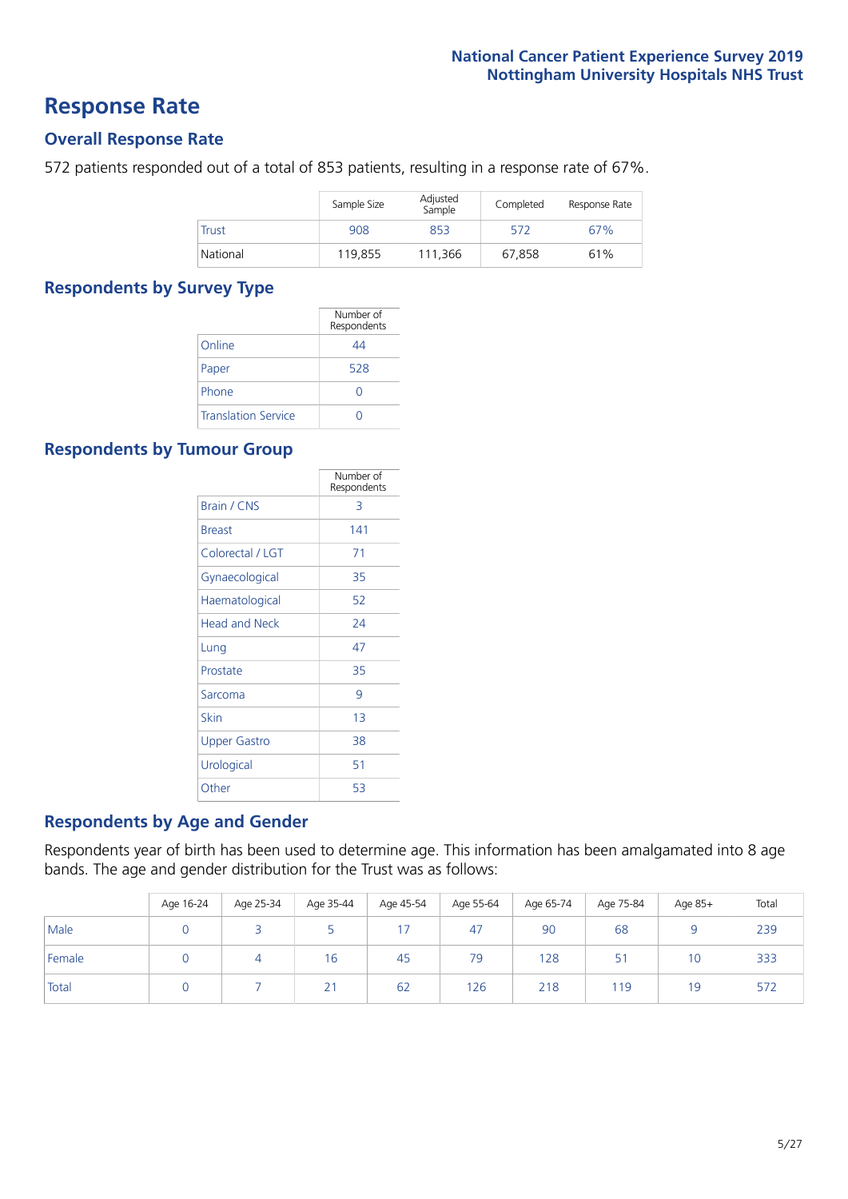# Response Rate

## Overall Response Rate

572 patients responded out of a total of 853 patients, resulting in a response rate of 67%.

| | Sample Size | Adjusted Sample | Completed | Response Rate |
|---|---|---|---|---|
| Trust | 908 | 853 | 572 | 67% |
| National | 119,855 | 111,366 | 67,858 | 61% |

## Respondents by Survey Type

| | Number of Respondents |
|---|---|
| Online | 44 |
| Paper | 528 |
| Phone | 0 |
| Translation Service | 0 |

## Respondents by Tumour Group

| | Number of Respondents |
|---|---|
| Brain / CNS | 3 |
| Breast | 141 |
| Colorectal / LGT | 71 |
| Gynaecological | 35 |
| Haematological | 52 |
| Head and Neck | 24 |
| Lung | 47 |
| Prostate | 35 |
| Sarcoma | 9 |
| Skin | 13 |
| Upper Gastro | 38 |
| Urological | 51 |
| Other | 53 |

## Respondents by Age and Gender

Respondents year of birth has been used to determine age. This information has been amalgamated into 8 age bands. The age and gender distribution for the Trust was as follows:

| | Age 16-24 | Age 25-34 | Age 35-44 | Age 45-54 | Age 55-64 | Age 65-74 | Age 75-84 | Age 85+ | Total |
|---|---|---|---|---|---|---|---|---|---|
| Male | 0 | 3 | 5 | 17 | 47 | 90 | 68 | 9 | 239 |
| Female | 0 | 4 | 16 | 45 | 79 | 128 | 51 | 10 | 333 |
| Total | 0 | 7 | 21 | 62 | 126 | 218 | 119 | 19 | 572 |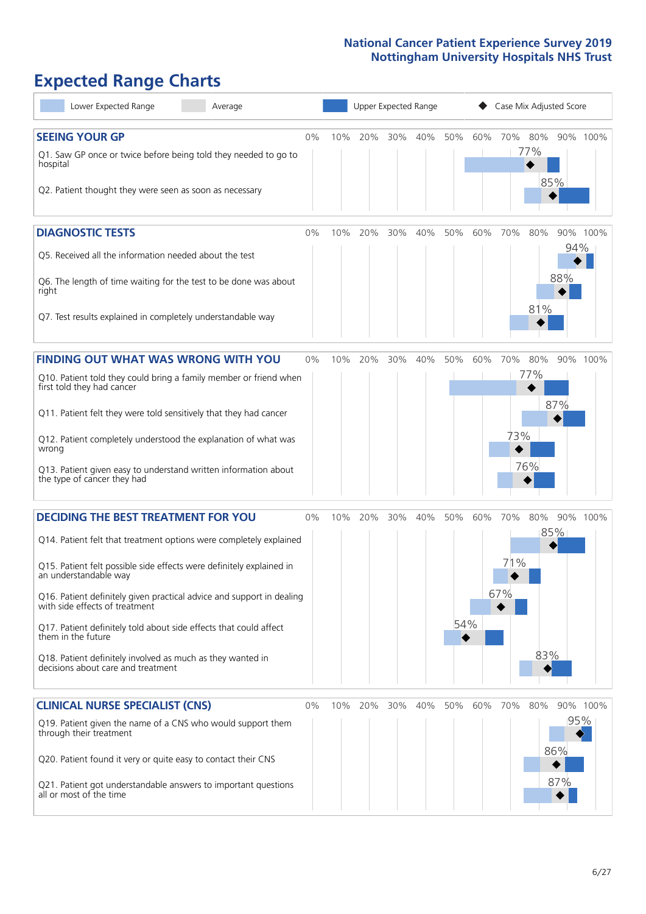# Expected Range Charts

Lower Expected Range | Average | Upper Expected Range | ◆ Case Mix Adjusted Score

## SEEING YOUR GP

| Question | Score |
|---|---|
| Q1. Saw GP once or twice before being told they needed to go to hospital | 77% |
| Q2. Patient thought they were seen as soon as necessary | 85% |

## DIAGNOSTIC TESTS

| Question | Score |
|---|---|
| Q5. Received all the information needed about the test | 94% |
| Q6. The length of time waiting for the test to be done was about right | 88% |
| Q7. Test results explained in completely understandable way | 81% |

## FINDING OUT WHAT WAS WRONG WITH YOU

| Question | Score |
|---|---|
| Q10. Patient told they could bring a family member or friend when first told they had cancer | 77% |
| Q11. Patient felt they were told sensitively that they had cancer | 87% |
| Q12. Patient completely understood the explanation of what was wrong | 73% |
| Q13. Patient given easy to understand written information about the type of cancer they had | 76% |

## DECIDING THE BEST TREATMENT FOR YOU

| Question | Score |
|---|---|
| Q14. Patient felt that treatment options were completely explained | 85% |
| Q15. Patient felt possible side effects were definitely explained in an understandable way | 71% |
| Q16. Patient definitely given practical advice and support in dealing with side effects of treatment | 67% |
| Q17. Patient definitely told about side effects that could affect them in the future | 54% |
| Q18. Patient definitely involved as much as they wanted in decisions about care and treatment | 83% |

## CLINICAL NURSE SPECIALIST (CNS)

| Question | Score |
|---|---|
| Q19. Patient given the name of a CNS who would support them through their treatment | 95% |
| Q20. Patient found it very or quite easy to contact their CNS | 86% |
| Q21. Patient got understandable answers to important questions all or most of the time | 87% |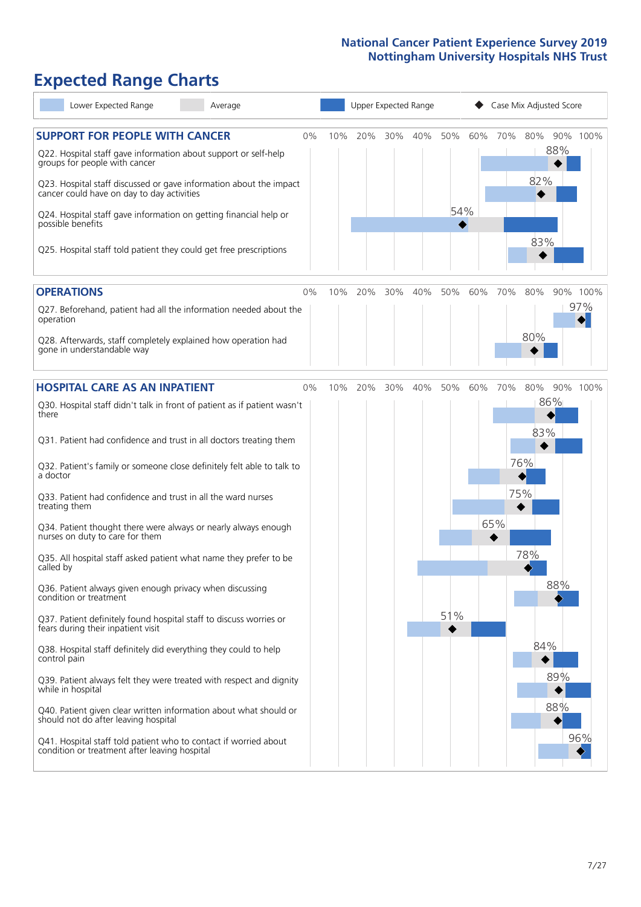# Expected Range Charts

Legend: Lower Expected Range | Average | Upper Expected Range | ◆ Case Mix Adjusted Score

## SUPPORT FOR PEOPLE WITH CANCER

| Question | Case Mix Adjusted Score |
|---|---|
| Q22. Hospital staff gave information about support or self-help groups for people with cancer | 88% |
| Q23. Hospital staff discussed or gave information about the impact cancer could have on day to day activities | 82% |
| Q24. Hospital staff gave information on getting financial help or possible benefits | 54% |
| Q25. Hospital staff told patient they could get free prescriptions | 83% |

## OPERATIONS

| Question | Case Mix Adjusted Score |
|---|---|
| Q27. Beforehand, patient had all the information needed about the operation | 97% |
| Q28. Afterwards, staff completely explained how operation had gone in understandable way | 80% |

## HOSPITAL CARE AS AN INPATIENT

| Question | Case Mix Adjusted Score |
|---|---|
| Q30. Hospital staff didn't talk in front of patient as if patient wasn't there | 86% |
| Q31. Patient had confidence and trust in all doctors treating them | 83% |
| Q32. Patient's family or someone close definitely felt able to talk to a doctor | 76% |
| Q33. Patient had confidence and trust in all the ward nurses treating them | 75% |
| Q34. Patient thought there were always or nearly always enough nurses on duty to care for them | 65% |
| Q35. All hospital staff asked patient what name they prefer to be called by | 78% |
| Q36. Patient always given enough privacy when discussing condition or treatment | 88% |
| Q37. Patient definitely found hospital staff to discuss worries or fears during their inpatient visit | 51% |
| Q38. Hospital staff definitely did everything they could to help control pain | 84% |
| Q39. Patient always felt they were treated with respect and dignity while in hospital | 89% |
| Q40. Patient given clear written information about what should or should not do after leaving hospital | 88% |
| Q41. Hospital staff told patient who to contact if worried about condition or treatment after leaving hospital | 96% |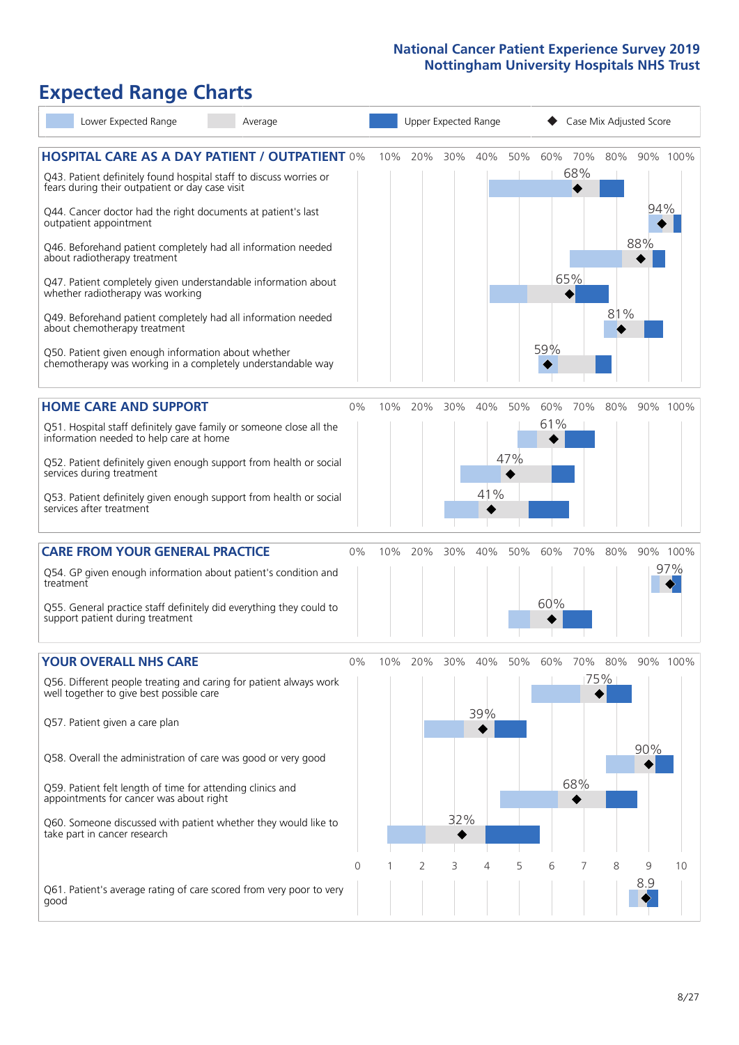# Expected Range Charts

Lower Expected Range | Average | Upper Expected Range | ◆ Case Mix Adjusted Score

## HOSPITAL CARE AS A DAY PATIENT / OUTPATIENT

| Question | Case Mix Adjusted Score |
|---|---|
| Q43. Patient definitely found hospital staff to discuss worries or fears during their outpatient or day case visit | 68% |
| Q44. Cancer doctor had the right documents at patient's last outpatient appointment | 94% |
| Q46. Beforehand patient completely had all information needed about radiotherapy treatment | 88% |
| Q47. Patient completely given understandable information about whether radiotherapy was working | 65% |
| Q49. Beforehand patient completely had all information needed about chemotherapy treatment | 81% |
| Q50. Patient given enough information about whether chemotherapy was working in a completely understandable way | 59% |

## HOME CARE AND SUPPORT

| Question | Case Mix Adjusted Score |
|---|---|
| Q51. Hospital staff definitely gave family or someone close all the information needed to help care at home | 61% |
| Q52. Patient definitely given enough support from health or social services during treatment | 47% |
| Q53. Patient definitely given enough support from health or social services after treatment | 41% |

## CARE FROM YOUR GENERAL PRACTICE

| Question | Case Mix Adjusted Score |
|---|---|
| Q54. GP given enough information about patient's condition and treatment | 97% |
| Q55. General practice staff definitely did everything they could to support patient during treatment | 60% |

## YOUR OVERALL NHS CARE

| Question | Case Mix Adjusted Score |
|---|---|
| Q56. Different people treating and caring for patient always work well together to give best possible care | 75% |
| Q57. Patient given a care plan | 39% |
| Q58. Overall the administration of care was good or very good | 90% |
| Q59. Patient felt length of time for attending clinics and appointments for cancer was about right | 68% |
| Q60. Someone discussed with patient whether they would like to take part in cancer research | 32% |
| Q61. Patient's average rating of care scored from very poor to very good | 8.9 |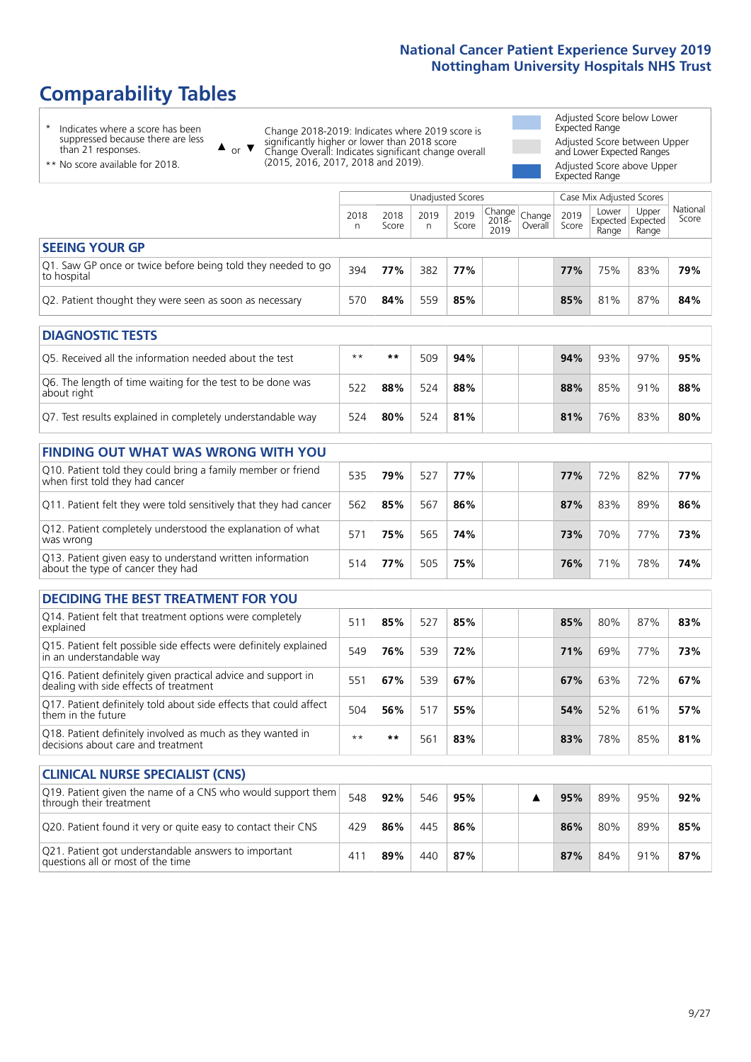# Comparability Tables

- \* Indicates where a score has been suppressed because there are less than 21 responses.
- \*\* No score available for 2018.

▲ or ▼ Change 2018-2019: Indicates where 2019 score is significantly higher or lower than 2018 score. Change Overall: Indicates significant change overall (2015, 2016, 2017, 2018 and 2019).

- Adjusted Score below Lower Expected Range
- Adjusted Score between Upper and Lower Expected Ranges
- Adjusted Score above Upper Expected Range

| | Unadjusted Scores | | | | | | Case Mix Adjusted Scores | | | |
|---|---|---|---|---|---|---|---|---|---|---|
| | 2018 n | 2018 Score | 2019 n | 2019 Score | Change 2018-2019 | Change Overall | 2019 Score | Lower Expected Range | Upper Expected Range | National Score |
| **SEEING YOUR GP** | | | | | | | | | | |
| Q1. Saw GP once or twice before being told they needed to go to hospital | 394 | **77%** | 382 | **77%** | | | **77%** | 75% | 83% | **79%** |
| Q2. Patient thought they were seen as soon as necessary | 570 | **84%** | 559 | **85%** | | | **85%** | 81% | 87% | **84%** |
| **DIAGNOSTIC TESTS** | | | | | | | | | | |
| Q5. Received all the information needed about the test | \*\* | **\*\*** | 509 | **94%** | | | **94%** | 93% | 97% | **95%** |
| Q6. The length of time waiting for the test to be done was about right | 522 | **88%** | 524 | **88%** | | | **88%** | 85% | 91% | **88%** |
| Q7. Test results explained in completely understandable way | 524 | **80%** | 524 | **81%** | | | **81%** | 76% | 83% | **80%** |
| **FINDING OUT WHAT WAS WRONG WITH YOU** | | | | | | | | | | |
| Q10. Patient told they could bring a family member or friend when first told they had cancer | 535 | **79%** | 527 | **77%** | | | **77%** | 72% | 82% | **77%** |
| Q11. Patient felt they were told sensitively that they had cancer | 562 | **85%** | 567 | **86%** | | | **87%** | 83% | 89% | **86%** |
| Q12. Patient completely understood the explanation of what was wrong | 571 | **75%** | 565 | **74%** | | | **73%** | 70% | 77% | **73%** |
| Q13. Patient given easy to understand written information about the type of cancer they had | 514 | **77%** | 505 | **75%** | | | **76%** | 71% | 78% | **74%** |
| **DECIDING THE BEST TREATMENT FOR YOU** | | | | | | | | | | |
| Q14. Patient felt that treatment options were completely explained | 511 | **85%** | 527 | **85%** | | | **85%** | 80% | 87% | **83%** |
| Q15. Patient felt possible side effects were definitely explained in an understandable way | 549 | **76%** | 539 | **72%** | | | **71%** | 69% | 77% | **73%** |
| Q16. Patient definitely given practical advice and support in dealing with side effects of treatment | 551 | **67%** | 539 | **67%** | | | **67%** | 63% | 72% | **67%** |
| Q17. Patient definitely told about side effects that could affect them in the future | 504 | **56%** | 517 | **55%** | | | **54%** | 52% | 61% | **57%** |
| Q18. Patient definitely involved as much as they wanted in decisions about care and treatment | \*\* | **\*\*** | 561 | **83%** | | | **83%** | 78% | 85% | **81%** |
| **CLINICAL NURSE SPECIALIST (CNS)** | | | | | | | | | | |
| Q19. Patient given the name of a CNS who would support them through their treatment | 548 | **92%** | 546 | **95%** | | ▲ | **95%** | 89% | 95% | **92%** |
| Q20. Patient found it very or quite easy to contact their CNS | 429 | **86%** | 445 | **86%** | | | **86%** | 80% | 89% | **85%** |
| Q21. Patient got understandable answers to important questions all or most of the time | 411 | **89%** | 440 | **87%** | | | **87%** | 84% | 91% | **87%** |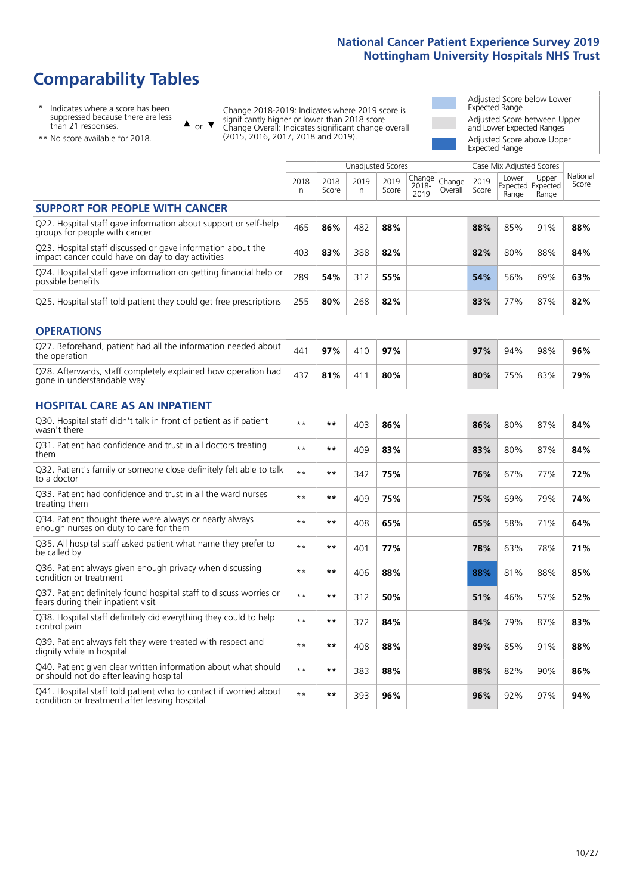# Comparability Tables

- \* Indicates where a score has been suppressed because there are less than 21 responses.
- \*\* No score available for 2018.

▲ or ▼ Change 2018-2019: Indicates where 2019 score is significantly higher or lower than 2018 score. Change Overall: Indicates significant change overall (2015, 2016, 2017, 2018 and 2019).

- Adjusted Score below Lower Expected Range
- Adjusted Score between Upper and Lower Expected Ranges
- Adjusted Score above Upper Expected Range

| | Unadjusted Scores | | | | | | Case Mix Adjusted Scores | | | |
|---|---|---|---|---|---|---|---|---|---|---|
| | 2018 n | 2018 Score | 2019 n | 2019 Score | Change 2018-2019 | Change Overall | 2019 Score | Lower Expected Range | Upper Expected Range | National Score |
| **SUPPORT FOR PEOPLE WITH CANCER** | | | | | | | | | | |
| Q22. Hospital staff gave information about support or self-help groups for people with cancer | 465 | **86%** | 482 | **88%** | | | **88%** | 85% | 91% | **88%** |
| Q23. Hospital staff discussed or gave information about the impact cancer could have on day to day activities | 403 | **83%** | 388 | **82%** | | | **82%** | 80% | 88% | **84%** |
| Q24. Hospital staff gave information on getting financial help or possible benefits | 289 | **54%** | 312 | **55%** | | | **54%** | 56% | 69% | **63%** |
| Q25. Hospital staff told patient they could get free prescriptions | 255 | **80%** | 268 | **82%** | | | **83%** | 77% | 87% | **82%** |
| **OPERATIONS** | | | | | | | | | | |
| Q27. Beforehand, patient had all the information needed about the operation | 441 | **97%** | 410 | **97%** | | | **97%** | 94% | 98% | **96%** |
| Q28. Afterwards, staff completely explained how operation had gone in understandable way | 437 | **81%** | 411 | **80%** | | | **80%** | 75% | 83% | **79%** |
| **HOSPITAL CARE AS AN INPATIENT** | | | | | | | | | | |
| Q30. Hospital staff didn't talk in front of patient as if patient wasn't there | \*\* | **\*\*** | 403 | **86%** | | | **86%** | 80% | 87% | **84%** |
| Q31. Patient had confidence and trust in all doctors treating them | \*\* | **\*\*** | 409 | **83%** | | | **83%** | 80% | 87% | **84%** |
| Q32. Patient's family or someone close definitely felt able to talk to a doctor | \*\* | **\*\*** | 342 | **75%** | | | **76%** | 67% | 77% | **72%** |
| Q33. Patient had confidence and trust in all the ward nurses treating them | \*\* | **\*\*** | 409 | **75%** | | | **75%** | 69% | 79% | **74%** |
| Q34. Patient thought there were always or nearly always enough nurses on duty to care for them | \*\* | **\*\*** | 408 | **65%** | | | **65%** | 58% | 71% | **64%** |
| Q35. All hospital staff asked patient what name they prefer to be called by | \*\* | **\*\*** | 401 | **77%** | | | **78%** | 63% | 78% | **71%** |
| Q36. Patient always given enough privacy when discussing condition or treatment | \*\* | **\*\*** | 406 | **88%** | | | **88%** | 81% | 88% | **85%** |
| Q37. Patient definitely found hospital staff to discuss worries or fears during their inpatient visit | \*\* | **\*\*** | 312 | **50%** | | | **51%** | 46% | 57% | **52%** |
| Q38. Hospital staff definitely did everything they could to help control pain | \*\* | **\*\*** | 372 | **84%** | | | **84%** | 79% | 87% | **83%** |
| Q39. Patient always felt they were treated with respect and dignity while in hospital | \*\* | **\*\*** | 408 | **88%** | | | **89%** | 85% | 91% | **88%** |
| Q40. Patient given clear written information about what should or should not do after leaving hospital | \*\* | **\*\*** | 383 | **88%** | | | **88%** | 82% | 90% | **86%** |
| Q41. Hospital staff told patient who to contact if worried about condition or treatment after leaving hospital | \*\* | **\*\*** | 393 | **96%** | | | **96%** | 92% | 97% | **94%** |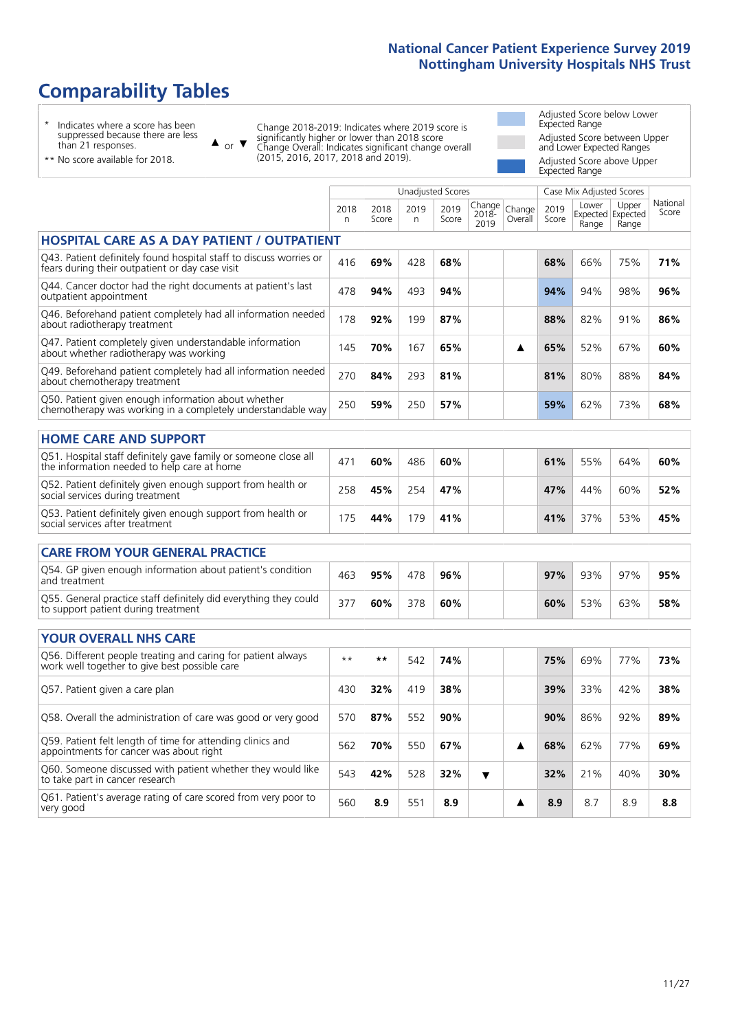# Comparability Tables

\* Indicates where a score has been suppressed because there are less than 21 responses.

\*\* No score available for 2018.

▲ or ▼ Change 2018-2019: Indicates where 2019 score is significantly higher or lower than 2018 score
Change Overall: Indicates significant change overall (2015, 2016, 2017, 2018 and 2019).

- Adjusted Score below Lower Expected Range
- Adjusted Score between Upper and Lower Expected Ranges
- Adjusted Score above Upper Expected Range

| | Unadjusted Scores | | | | | | Case Mix Adjusted Scores | | | |
|---|---|---|---|---|---|---|---|---|---|---|
| | 2018 n | 2018 Score | 2019 n | 2019 Score | Change 2018-2019 | Change Overall | 2019 Score | Lower Expected Range | Upper Expected Range | National Score |
| **HOSPITAL CARE AS A DAY PATIENT / OUTPATIENT** | | | | | | | | | | |
| Q43. Patient definitely found hospital staff to discuss worries or fears during their outpatient or day case visit | 416 | **69%** | 428 | **68%** | | | **68%** | 66% | 75% | **71%** |
| Q44. Cancer doctor had the right documents at patient's last outpatient appointment | 478 | **94%** | 493 | **94%** | | | **94%** | 94% | 98% | **96%** |
| Q46. Beforehand patient completely had all information needed about radiotherapy treatment | 178 | **92%** | 199 | **87%** | | | **88%** | 82% | 91% | **86%** |
| Q47. Patient completely given understandable information about whether radiotherapy was working | 145 | **70%** | 167 | **65%** | | ▲ | **65%** | 52% | 67% | **60%** |
| Q49. Beforehand patient completely had all information needed about chemotherapy treatment | 270 | **84%** | 293 | **81%** | | | **81%** | 80% | 88% | **84%** |
| Q50. Patient given enough information about whether chemotherapy was working in a completely understandable way | 250 | **59%** | 250 | **57%** | | | **59%** | 62% | 73% | **68%** |
| **HOME CARE AND SUPPORT** | | | | | | | | | | |
| Q51. Hospital staff definitely gave family or someone close all the information needed to help care at home | 471 | **60%** | 486 | **60%** | | | **61%** | 55% | 64% | **60%** |
| Q52. Patient definitely given enough support from health or social services during treatment | 258 | **45%** | 254 | **47%** | | | **47%** | 44% | 60% | **52%** |
| Q53. Patient definitely given enough support from health or social services after treatment | 175 | **44%** | 179 | **41%** | | | **41%** | 37% | 53% | **45%** |
| **CARE FROM YOUR GENERAL PRACTICE** | | | | | | | | | | |
| Q54. GP given enough information about patient's condition and treatment | 463 | **95%** | 478 | **96%** | | | **97%** | 93% | 97% | **95%** |
| Q55. General practice staff definitely did everything they could to support patient during treatment | 377 | **60%** | 378 | **60%** | | | **60%** | 53% | 63% | **58%** |
| **YOUR OVERALL NHS CARE** | | | | | | | | | | |
| Q56. Different people treating and caring for patient always work well together to give best possible care | ** | ** | 542 | **74%** | | | **75%** | 69% | 77% | **73%** |
| Q57. Patient given a care plan | 430 | **32%** | 419 | **38%** | | | **39%** | 33% | 42% | **38%** |
| Q58. Overall the administration of care was good or very good | 570 | **87%** | 552 | **90%** | | | **90%** | 86% | 92% | **89%** |
| Q59. Patient felt length of time for attending clinics and appointments for cancer was about right | 562 | **70%** | 550 | **67%** | | ▲ | **68%** | 62% | 77% | **69%** |
| Q60. Someone discussed with patient whether they would like to take part in cancer research | 543 | **42%** | 528 | **32%** | ▼ | | **32%** | 21% | 40% | **30%** |
| Q61. Patient's average rating of care scored from very poor to very good | 560 | **8.9** | 551 | **8.9** | | ▲ | **8.9** | 8.7 | 8.9 | **8.8** |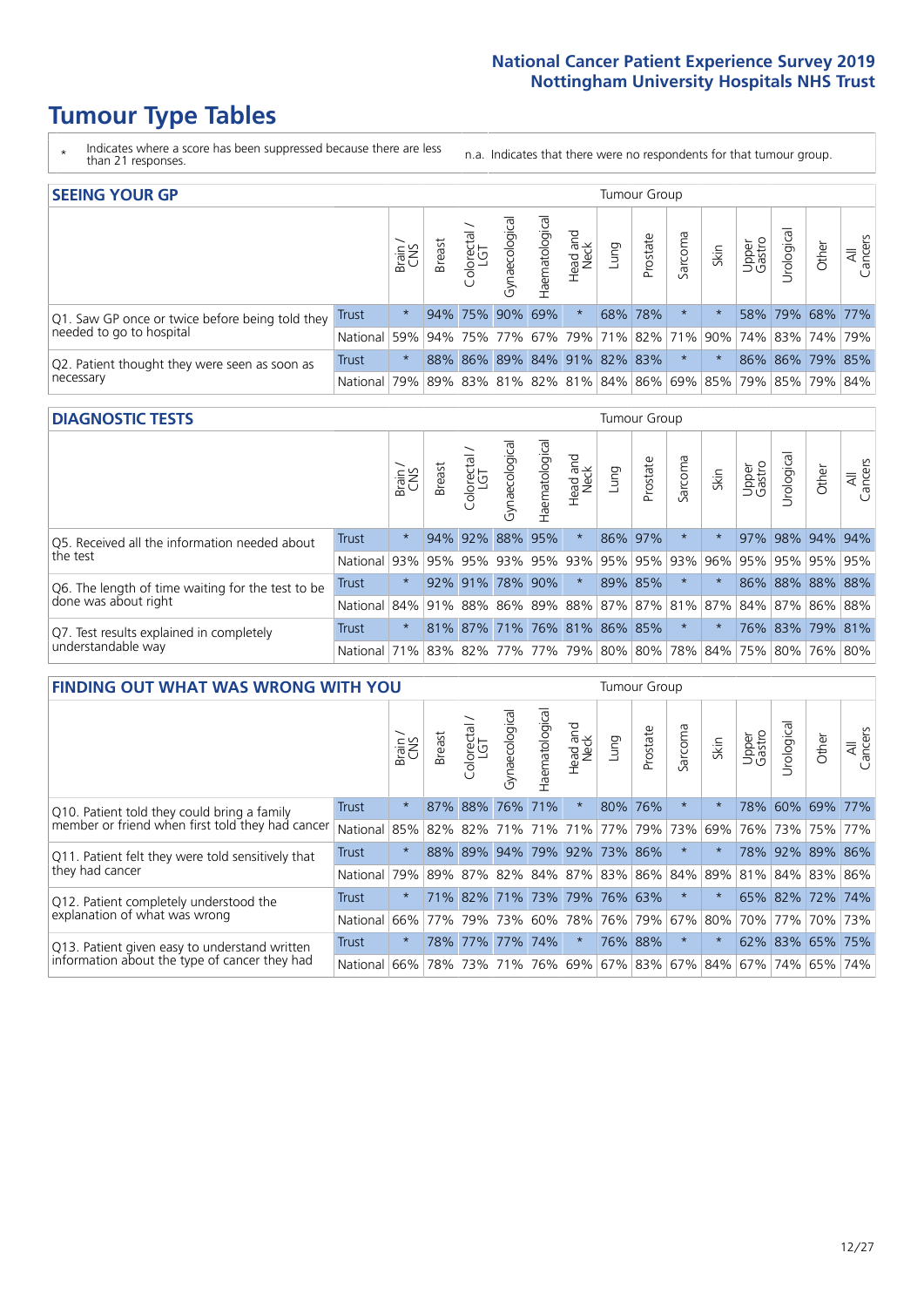# Tumour Type Tables

\* Indicates where a score has been suppressed because there are less than 21 responses.

n.a. Indicates that there were no respondents for that tumour group.

## SEEING YOUR GP

| | | Brain / CNS | Breast | Colorectal / LGT | Gynaecological | Haematological | Head and Neck | Lung | Prostate | Sarcoma | Skin | Upper Gastro | Urological | Other | All Cancers |
|---|---|---|---|---|---|---|---|---|---|---|---|---|---|---|---|
| Q1. Saw GP once or twice before being told they needed to go to hospital | Trust | * | 94% | 75% | 90% | 69% | * | 68% | 78% | * | * | 58% | 79% | 68% | 77% |
| | National | 59% | 94% | 75% | 77% | 67% | 79% | 71% | 82% | 71% | 90% | 74% | 83% | 74% | 79% |
| Q2. Patient thought they were seen as soon as necessary | Trust | * | 88% | 86% | 89% | 84% | 91% | 82% | 83% | * | * | 86% | 86% | 79% | 85% |
| | National | 79% | 89% | 83% | 81% | 82% | 81% | 84% | 86% | 69% | 85% | 79% | 85% | 79% | 84% |

## DIAGNOSTIC TESTS

| | | Brain / CNS | Breast | Colorectal / LGT | Gynaecological | Haematological | Head and Neck | Lung | Prostate | Sarcoma | Skin | Upper Gastro | Urological | Other | All Cancers |
|---|---|---|---|---|---|---|---|---|---|---|---|---|---|---|---|
| Q5. Received all the information needed about the test | Trust | * | 94% | 92% | 88% | 95% | * | 86% | 97% | * | * | 97% | 98% | 94% | 94% |
| | National | 93% | 95% | 95% | 93% | 95% | 93% | 95% | 95% | 93% | 96% | 95% | 95% | 95% | 95% |
| Q6. The length of time waiting for the test to be done was about right | Trust | * | 92% | 91% | 78% | 90% | * | 89% | 85% | * | * | 86% | 88% | 88% | 88% |
| | National | 84% | 91% | 88% | 86% | 89% | 88% | 87% | 87% | 81% | 87% | 84% | 87% | 86% | 88% |
| Q7. Test results explained in completely understandable way | Trust | * | 81% | 87% | 71% | 76% | 81% | 86% | 85% | * | * | 76% | 83% | 79% | 81% |
| | National | 71% | 83% | 82% | 77% | 77% | 79% | 80% | 80% | 78% | 84% | 75% | 80% | 76% | 80% |

## FINDING OUT WHAT WAS WRONG WITH YOU

| | | Brain / CNS | Breast | Colorectal / LGT | Gynaecological | Haematological | Head and Neck | Lung | Prostate | Sarcoma | Skin | Upper Gastro | Urological | Other | All Cancers |
|---|---|---|---|---|---|---|---|---|---|---|---|---|---|---|---|
| Q10. Patient told they could bring a family member or friend when first told they had cancer | Trust | * | 87% | 88% | 76% | 71% | * | 80% | 76% | * | * | 78% | 60% | 69% | 77% |
| | National | 85% | 82% | 82% | 71% | 71% | 71% | 77% | 79% | 73% | 69% | 76% | 73% | 75% | 77% |
| Q11. Patient felt they were told sensitively that they had cancer | Trust | * | 88% | 89% | 94% | 79% | 92% | 73% | 86% | * | * | 78% | 92% | 89% | 86% |
| | National | 79% | 89% | 87% | 82% | 84% | 87% | 83% | 86% | 84% | 89% | 81% | 84% | 83% | 86% |
| Q12. Patient completely understood the explanation of what was wrong | Trust | * | 71% | 82% | 71% | 73% | 79% | 76% | 63% | * | * | 65% | 82% | 72% | 74% |
| | National | 66% | 77% | 79% | 73% | 60% | 78% | 76% | 79% | 67% | 80% | 70% | 77% | 70% | 73% |
| Q13. Patient given easy to understand written information about the type of cancer they had | Trust | * | 78% | 77% | 77% | 74% | * | 76% | 88% | * | * | 62% | 83% | 65% | 75% |
| | National | 66% | 78% | 73% | 71% | 76% | 69% | 67% | 83% | 67% | 84% | 67% | 74% | 65% | 74% |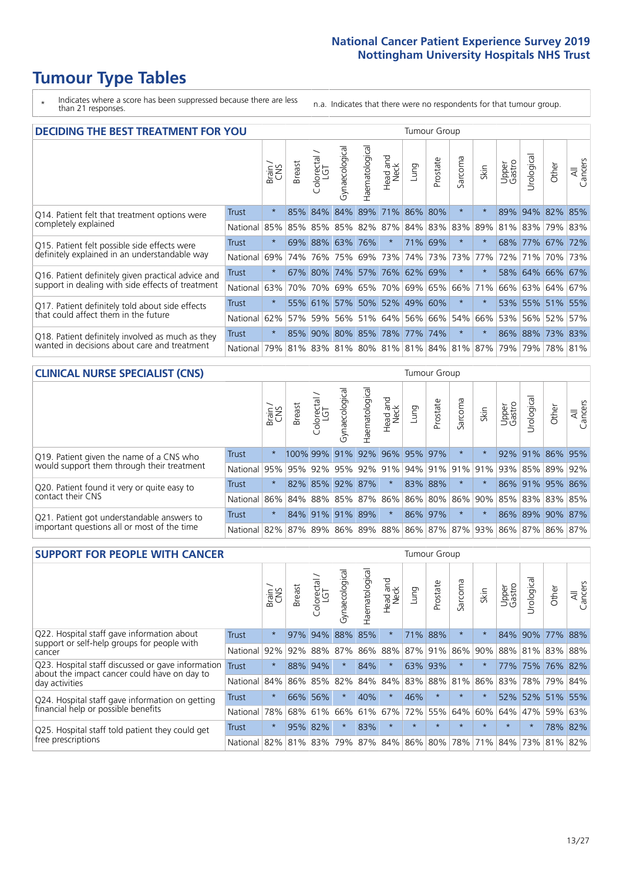# Tumour Type Tables

\* Indicates where a score has been suppressed because there are less than 21 responses.

n.a. Indicates that there were no respondents for that tumour group.

## DECIDING THE BEST TREATMENT FOR YOU

| | | Brain / CNS | Breast | Colorectal / LGT | Gynaecological | Haematological | Head and Neck | Lung | Prostate | Sarcoma | Skin | Upper Gastro | Urological | Other | All Cancers |
|---|---|---|---|---|---|---|---|---|---|---|---|---|---|---|---|
| Q14. Patient felt that treatment options were completely explained | Trust | * | 85% | 84% | 84% | 89% | 71% | 86% | 80% | * | * | 89% | 94% | 82% | 85% |
| | National | 85% | 85% | 85% | 85% | 82% | 87% | 84% | 83% | 83% | 89% | 81% | 83% | 79% | 83% |
| Q15. Patient felt possible side effects were definitely explained in an understandable way | Trust | * | 69% | 88% | 63% | 76% | * | 71% | 69% | * | * | 68% | 77% | 67% | 72% |
| | National | 69% | 74% | 76% | 75% | 69% | 73% | 74% | 73% | 73% | 77% | 72% | 71% | 70% | 73% |
| Q16. Patient definitely given practical advice and support in dealing with side effects of treatment | Trust | * | 67% | 80% | 74% | 57% | 76% | 62% | 69% | * | * | 58% | 64% | 66% | 67% |
| | National | 63% | 70% | 70% | 69% | 65% | 70% | 69% | 65% | 66% | 71% | 66% | 63% | 64% | 67% |
| Q17. Patient definitely told about side effects that could affect them in the future | Trust | * | 55% | 61% | 57% | 50% | 52% | 49% | 60% | * | * | 53% | 55% | 51% | 55% |
| | National | 62% | 57% | 59% | 56% | 51% | 64% | 56% | 66% | 54% | 66% | 53% | 56% | 52% | 57% |
| Q18. Patient definitely involved as much as they wanted in decisions about care and treatment | Trust | * | 85% | 90% | 80% | 85% | 78% | 77% | 74% | * | * | 86% | 88% | 73% | 83% |
| | National | 79% | 81% | 83% | 81% | 80% | 81% | 81% | 84% | 81% | 87% | 79% | 79% | 78% | 81% |

## CLINICAL NURSE SPECIALIST (CNS)

| | | Brain / CNS | Breast | Colorectal / LGT | Gynaecological | Haematological | Head and Neck | Lung | Prostate | Sarcoma | Skin | Upper Gastro | Urological | Other | All Cancers |
|---|---|---|---|---|---|---|---|---|---|---|---|---|---|---|---|
| Q19. Patient given the name of a CNS who would support them through their treatment | Trust | * | 100% | 99% | 91% | 92% | 96% | 95% | 97% | * | * | 92% | 91% | 86% | 95% |
| | National | 95% | 95% | 92% | 95% | 92% | 91% | 94% | 91% | 91% | 91% | 93% | 85% | 89% | 92% |
| Q20. Patient found it very or quite easy to contact their CNS | Trust | * | 82% | 85% | 92% | 87% | * | 83% | 88% | * | * | 86% | 91% | 95% | 86% |
| | National | 86% | 84% | 88% | 85% | 87% | 86% | 86% | 80% | 86% | 90% | 85% | 83% | 83% | 85% |
| Q21. Patient got understandable answers to important questions all or most of the time | Trust | * | 84% | 91% | 91% | 89% | * | 86% | 97% | * | * | 86% | 89% | 90% | 87% |
| | National | 82% | 87% | 89% | 86% | 89% | 88% | 86% | 87% | 87% | 93% | 86% | 87% | 86% | 87% |

## SUPPORT FOR PEOPLE WITH CANCER

| | | Brain / CNS | Breast | Colorectal / LGT | Gynaecological | Haematological | Head and Neck | Lung | Prostate | Sarcoma | Skin | Upper Gastro | Urological | Other | All Cancers |
|---|---|---|---|---|---|---|---|---|---|---|---|---|---|---|---|
| Q22. Hospital staff gave information about support or self-help groups for people with cancer | Trust | * | 97% | 94% | 88% | 85% | * | 71% | 88% | * | * | 84% | 90% | 77% | 88% |
| | National | 92% | 92% | 88% | 87% | 86% | 88% | 87% | 91% | 86% | 90% | 88% | 81% | 83% | 88% |
| Q23. Hospital staff discussed or gave information about the impact cancer could have on day to day activities | Trust | * | 88% | 94% | * | 84% | * | 63% | 93% | * | * | 77% | 75% | 76% | 82% |
| | National | 84% | 86% | 85% | 82% | 84% | 84% | 83% | 88% | 81% | 86% | 83% | 78% | 79% | 84% |
| Q24. Hospital staff gave information on getting financial help or possible benefits | Trust | * | 66% | 56% | * | 40% | * | 46% | * | * | * | 52% | 52% | 51% | 55% |
| | National | 78% | 68% | 61% | 66% | 61% | 67% | 72% | 55% | 64% | 60% | 64% | 47% | 59% | 63% |
| Q25. Hospital staff told patient they could get free prescriptions | Trust | * | 95% | 82% | * | 83% | * | * | * | * | * | * | * | 78% | 82% |
| | National | 82% | 81% | 83% | 79% | 87% | 84% | 86% | 80% | 78% | 71% | 84% | 73% | 81% | 82% |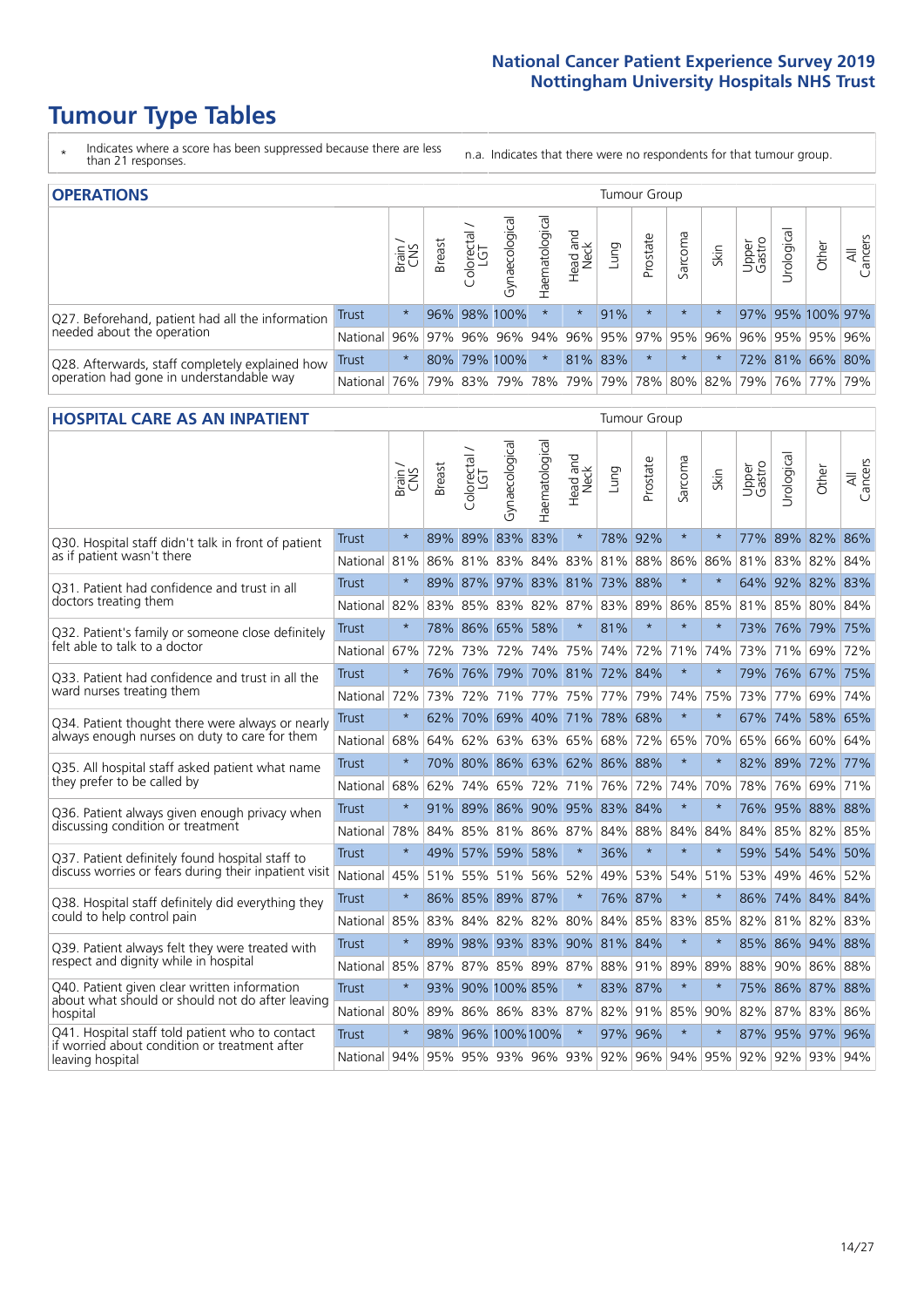# Tumour Type Tables

\* Indicates where a score has been suppressed because there are less than 21 responses.

n.a. Indicates that there were no respondents for that tumour group.

## OPERATIONS

| | | Brain / CNS | Breast | Colorectal / LGT | Gynaecological | Haematological | Head and Neck | Lung | Prostate | Sarcoma | Skin | Upper Gastro | Urological | Other | All Cancers |
|---|---|---|---|---|---|---|---|---|---|---|---|---|---|---|---|
| Q27. Beforehand, patient had all the information needed about the operation | Trust | * | 96% | 98% | 100% | * | * | 91% | * | * | * | 97% | 95% | 100% | 97% |
| | National | 96% | 97% | 96% | 96% | 94% | 96% | 95% | 97% | 95% | 96% | 96% | 95% | 95% | 96% |
| Q28. Afterwards, staff completely explained how operation had gone in understandable way | Trust | * | 80% | 79% | 100% | * | 81% | 83% | * | * | * | 72% | 81% | 66% | 80% |
| | National | 76% | 79% | 83% | 79% | 78% | 79% | 79% | 78% | 80% | 82% | 79% | 76% | 77% | 79% |

## HOSPITAL CARE AS AN INPATIENT

| | | Brain / CNS | Breast | Colorectal / LGT | Gynaecological | Haematological | Head and Neck | Lung | Prostate | Sarcoma | Skin | Upper Gastro | Urological | Other | All Cancers |
|---|---|---|---|---|---|---|---|---|---|---|---|---|---|---|---|
| Q30. Hospital staff didn't talk in front of patient as if patient wasn't there | Trust | * | 89% | 89% | 83% | 83% | * | 78% | 92% | * | * | 77% | 89% | 82% | 86% |
| | National | 81% | 86% | 81% | 83% | 84% | 83% | 81% | 88% | 86% | 86% | 81% | 83% | 82% | 84% |
| Q31. Patient had confidence and trust in all doctors treating them | Trust | * | 89% | 87% | 97% | 83% | 81% | 73% | 88% | * | * | 64% | 92% | 82% | 83% |
| | National | 82% | 83% | 85% | 83% | 82% | 87% | 83% | 89% | 86% | 85% | 81% | 85% | 80% | 84% |
| Q32. Patient's family or someone close definitely felt able to talk to a doctor | Trust | * | 78% | 86% | 65% | 58% | * | 81% | * | * | * | 73% | 76% | 79% | 75% |
| | National | 67% | 72% | 73% | 72% | 74% | 75% | 74% | 72% | 71% | 74% | 73% | 71% | 69% | 72% |
| Q33. Patient had confidence and trust in all the ward nurses treating them | Trust | * | 76% | 76% | 79% | 70% | 81% | 72% | 84% | * | * | 79% | 76% | 67% | 75% |
| | National | 72% | 73% | 72% | 71% | 77% | 75% | 77% | 79% | 74% | 75% | 73% | 77% | 69% | 74% |
| Q34. Patient thought there were always or nearly always enough nurses on duty to care for them | Trust | * | 62% | 70% | 69% | 40% | 71% | 78% | 68% | * | * | 67% | 74% | 58% | 65% |
| | National | 68% | 64% | 62% | 63% | 63% | 65% | 68% | 72% | 65% | 70% | 65% | 66% | 60% | 64% |
| Q35. All hospital staff asked patient what name they prefer to be called by | Trust | * | 70% | 80% | 86% | 63% | 62% | 86% | 88% | * | * | 82% | 89% | 72% | 77% |
| | National | 68% | 62% | 74% | 65% | 72% | 71% | 76% | 72% | 74% | 70% | 78% | 76% | 69% | 71% |
| Q36. Patient always given enough privacy when discussing condition or treatment | Trust | * | 91% | 89% | 86% | 90% | 95% | 83% | 84% | * | * | 76% | 95% | 88% | 88% |
| | National | 78% | 84% | 85% | 81% | 86% | 87% | 84% | 88% | 84% | 84% | 84% | 85% | 82% | 85% |
| Q37. Patient definitely found hospital staff to discuss worries or fears during their inpatient visit | Trust | * | 49% | 57% | 59% | 58% | * | 36% | * | * | * | 59% | 54% | 54% | 50% |
| | National | 45% | 51% | 55% | 51% | 56% | 52% | 49% | 53% | 54% | 51% | 53% | 49% | 46% | 52% |
| Q38. Hospital staff definitely did everything they could to help control pain | Trust | * | 86% | 85% | 89% | 87% | * | 76% | 87% | * | * | 86% | 74% | 84% | 84% |
| | National | 85% | 83% | 84% | 82% | 82% | 80% | 84% | 85% | 83% | 85% | 82% | 81% | 82% | 83% |
| Q39. Patient always felt they were treated with respect and dignity while in hospital | Trust | * | 89% | 98% | 93% | 83% | 90% | 81% | 84% | * | * | 85% | 86% | 94% | 88% |
| | National | 85% | 87% | 87% | 85% | 89% | 87% | 88% | 91% | 89% | 89% | 88% | 90% | 86% | 88% |
| Q40. Patient given clear written information about what should or should not do after leaving hospital | Trust | * | 93% | 90% | 100% | 85% | * | 83% | 87% | * | * | 75% | 86% | 87% | 88% |
| | National | 80% | 89% | 86% | 86% | 83% | 87% | 82% | 91% | 85% | 90% | 82% | 87% | 83% | 86% |
| Q41. Hospital staff told patient who to contact if worried about condition or treatment after leaving hospital | Trust | * | 98% | 96% | 100% | 100% | * | 97% | 96% | * | * | 87% | 95% | 97% | 96% |
| | National | 94% | 95% | 95% | 93% | 96% | 93% | 92% | 96% | 94% | 95% | 92% | 92% | 93% | 94% |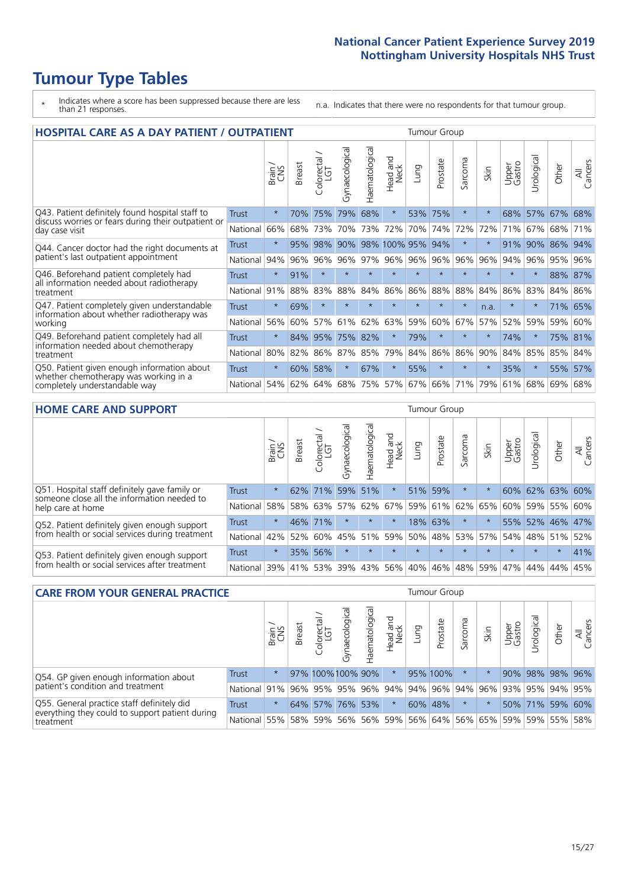# Tumour Type Tables

\* Indicates where a score has been suppressed because there are less than 21 responses.

n.a. Indicates that there were no respondents for that tumour group.

## HOSPITAL CARE AS A DAY PATIENT / OUTPATIENT

| | | Brain / CNS | Breast | Colorectal / LGT | Gynaecological | Haematological | Head and Neck | Lung | Prostate | Sarcoma | Skin | Upper Gastro | Urological | Other | All Cancers |
|---|---|---|---|---|---|---|---|---|---|---|---|---|---|---|---|
| Q43. Patient definitely found hospital staff to discuss worries or fears during their outpatient or day case visit | Trust | * | 70% | 75% | 79% | 68% | * | 53% | 75% | * | * | 68% | 57% | 67% | 68% |
| | National | 66% | 68% | 73% | 70% | 73% | 72% | 70% | 74% | 72% | 72% | 71% | 67% | 68% | 71% |
| Q44. Cancer doctor had the right documents at patient's last outpatient appointment | Trust | * | 95% | 98% | 90% | 98% | 100% | 95% | 94% | * | * | 91% | 90% | 86% | 94% |
| | National | 94% | 96% | 96% | 96% | 97% | 96% | 96% | 96% | 96% | 96% | 94% | 96% | 95% | 96% |
| Q46. Beforehand patient completely had all information needed about radiotherapy treatment | Trust | * | 91% | * | * | * | * | * | * | * | * | * | * | 88% | 87% |
| | National | 91% | 88% | 83% | 88% | 84% | 86% | 86% | 88% | 88% | 84% | 86% | 83% | 84% | 86% |
| Q47. Patient completely given understandable information about whether radiotherapy was working | Trust | * | 69% | * | * | * | * | * | * | * | n.a. | * | * | 71% | 65% |
| | National | 56% | 60% | 57% | 61% | 62% | 63% | 59% | 60% | 67% | 57% | 52% | 59% | 59% | 60% |
| Q49. Beforehand patient completely had all information needed about chemotherapy treatment | Trust | * | 84% | 95% | 75% | 82% | * | 79% | * | * | * | 74% | * | 75% | 81% |
| | National | 80% | 82% | 86% | 87% | 85% | 79% | 84% | 86% | 86% | 90% | 84% | 85% | 85% | 84% |
| Q50. Patient given enough information about whether chemotherapy was working in a completely understandable way | Trust | * | 60% | 58% | * | 67% | * | 55% | * | * | * | 35% | * | 55% | 57% |
| | National | 54% | 62% | 64% | 68% | 75% | 57% | 67% | 66% | 71% | 79% | 61% | 68% | 69% | 68% |

## HOME CARE AND SUPPORT

| | | Brain / CNS | Breast | Colorectal / LGT | Gynaecological | Haematological | Head and Neck | Lung | Prostate | Sarcoma | Skin | Upper Gastro | Urological | Other | All Cancers |
|---|---|---|---|---|---|---|---|---|---|---|---|---|---|---|---|
| Q51. Hospital staff definitely gave family or someone close all the information needed to help care at home | Trust | * | 62% | 71% | 59% | 51% | * | 51% | 59% | * | * | 60% | 62% | 63% | 60% |
| | National | 58% | 58% | 63% | 57% | 62% | 67% | 59% | 61% | 62% | 65% | 60% | 59% | 55% | 60% |
| Q52. Patient definitely given enough support from health or social services during treatment | Trust | * | 46% | 71% | * | * | * | 18% | 63% | * | * | 55% | 52% | 46% | 47% |
| | National | 42% | 52% | 60% | 45% | 51% | 59% | 50% | 48% | 53% | 57% | 54% | 48% | 51% | 52% |
| Q53. Patient definitely given enough support from health or social services after treatment | Trust | * | 35% | 56% | * | * | * | * | * | * | * | * | * | * | 41% |
| | National | 39% | 41% | 53% | 39% | 43% | 56% | 40% | 46% | 48% | 59% | 47% | 44% | 44% | 45% |

## CARE FROM YOUR GENERAL PRACTICE

| | | Brain / CNS | Breast | Colorectal / LGT | Gynaecological | Haematological | Head and Neck | Lung | Prostate | Sarcoma | Skin | Upper Gastro | Urological | Other | All Cancers |
|---|---|---|---|---|---|---|---|---|---|---|---|---|---|---|---|
| Q54. GP given enough information about patient's condition and treatment | Trust | * | 97% | 100% | 100% | 90% | * | 95% | 100% | * | * | 90% | 98% | 98% | 96% |
| | National | 91% | 96% | 95% | 95% | 96% | 94% | 94% | 96% | 94% | 96% | 93% | 95% | 94% | 95% |
| Q55. General practice staff definitely did everything they could to support patient during treatment | Trust | * | 64% | 57% | 76% | 53% | * | 60% | 48% | * | * | 50% | 71% | 59% | 60% |
| | National | 55% | 58% | 59% | 56% | 56% | 59% | 56% | 64% | 56% | 65% | 59% | 59% | 55% | 58% |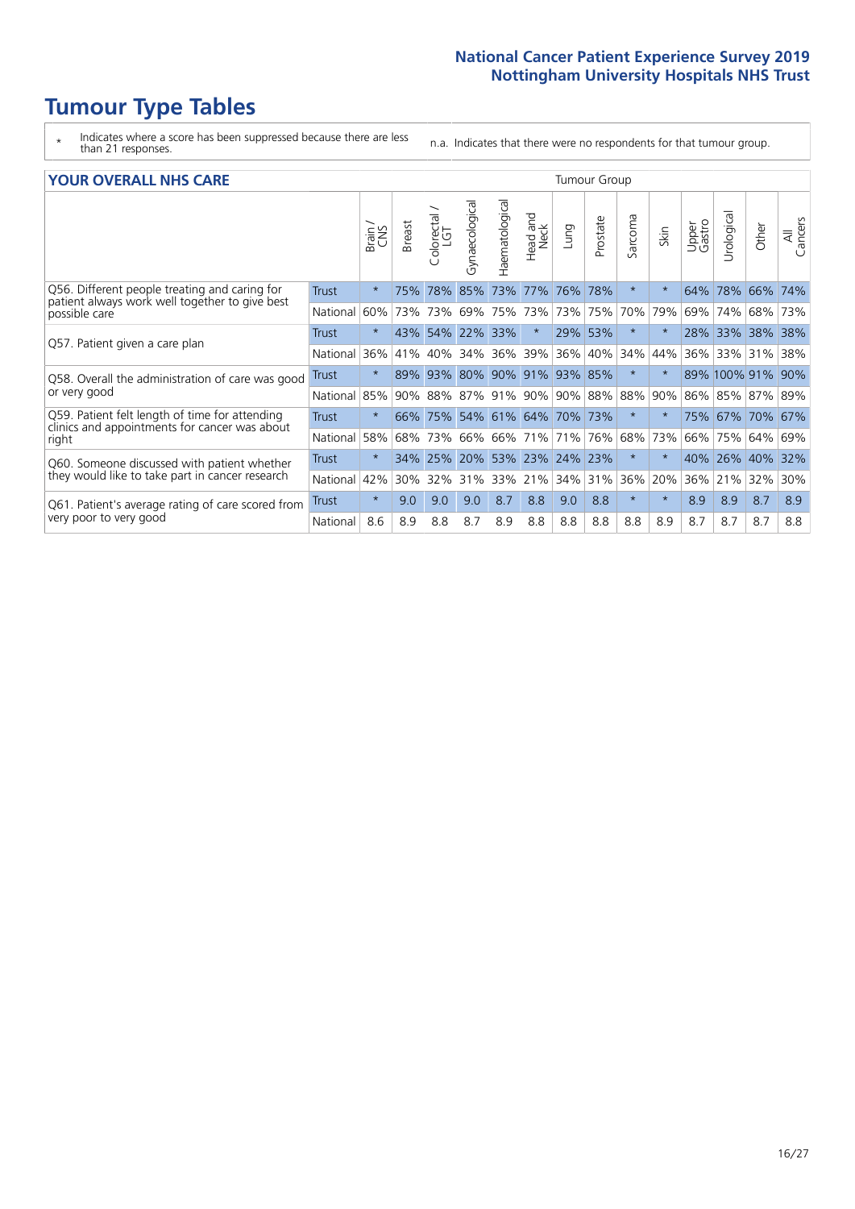# Tumour Type Tables

- \* Indicates where a score has been suppressed because there are less than 21 responses.
- n.a. Indicates that there were no respondents for that tumour group.

## YOUR OVERALL NHS CARE

| | | Brain / CNS | Breast | Colorectal / LGT | Gynaecological | Haematological | Head and Neck | Lung | Prostate | Sarcoma | Skin | Upper Gastro | Urological | Other | All Cancers |
|---|---|---|---|---|---|---|---|---|---|---|---|---|---|---|---|
| Q56. Different people treating and caring for patient always work well together to give best possible care | Trust | * | 75% | 78% | 85% | 73% | 77% | 76% | 78% | * | * | 64% | 78% | 66% | 74% |
| | National | 60% | 73% | 73% | 69% | 75% | 73% | 73% | 75% | 70% | 79% | 69% | 74% | 68% | 73% |
| Q57. Patient given a care plan | Trust | * | 43% | 54% | 22% | 33% | * | 29% | 53% | * | * | 28% | 33% | 38% | 38% |
| | National | 36% | 41% | 40% | 34% | 36% | 39% | 36% | 40% | 34% | 44% | 36% | 33% | 31% | 38% |
| Q58. Overall the administration of care was good or very good | Trust | * | 89% | 93% | 80% | 90% | 91% | 93% | 85% | * | * | 89% | 100% | 91% | 90% |
| | National | 85% | 90% | 88% | 87% | 91% | 90% | 90% | 88% | 88% | 90% | 86% | 85% | 87% | 89% |
| Q59. Patient felt length of time for attending clinics and appointments for cancer was about right | Trust | * | 66% | 75% | 54% | 61% | 64% | 70% | 73% | * | * | 75% | 67% | 70% | 67% |
| | National | 58% | 68% | 73% | 66% | 66% | 71% | 71% | 76% | 68% | 73% | 66% | 75% | 64% | 69% |
| Q60. Someone discussed with patient whether they would like to take part in cancer research | Trust | * | 34% | 25% | 20% | 53% | 23% | 24% | 23% | * | * | 40% | 26% | 40% | 32% |
| | National | 42% | 30% | 32% | 31% | 33% | 21% | 34% | 31% | 36% | 20% | 36% | 21% | 32% | 30% |
| Q61. Patient's average rating of care scored from very poor to very good | Trust | * | 9.0 | 9.0 | 9.0 | 8.7 | 8.8 | 9.0 | 8.8 | * | * | 8.9 | 8.9 | 8.7 | 8.9 |
| | National | 8.6 | 8.9 | 8.8 | 8.7 | 8.9 | 8.8 | 8.8 | 8.8 | 8.8 | 8.9 | 8.7 | 8.7 | 8.7 | 8.8 |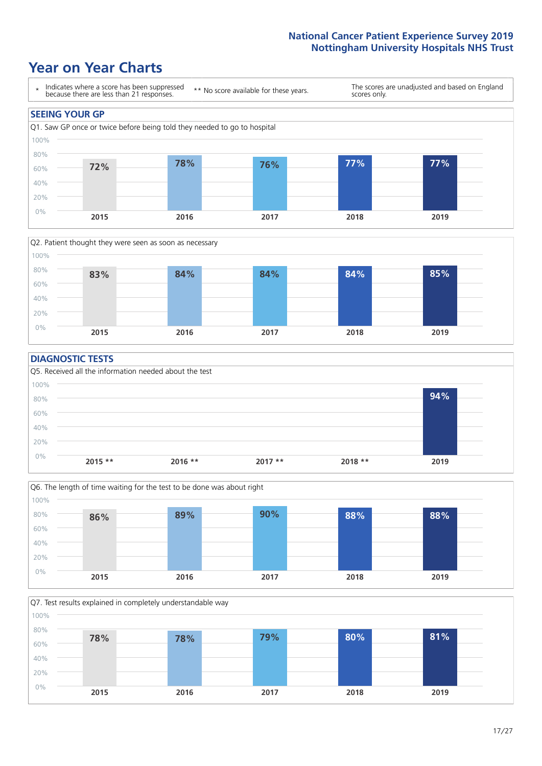# Year on Year Charts

\* Indicates where a score has been suppressed because there are less than 21 responses.

** No score available for these years.

The scores are unadjusted and based on England scores only.

## SEEING YOUR GP

Q1. Saw GP once or twice before being told they needed to go to hospital

| 2015 | 2016 | 2017 | 2018 | 2019 |
|---|---|---|---|---|
| 72% | 78% | 76% | 77% | 77% |

Q2. Patient thought they were seen as soon as necessary

| 2015 | 2016 | 2017 | 2018 | 2019 |
|---|---|---|---|---|
| 83% | 84% | 84% | 84% | 85% |

## DIAGNOSTIC TESTS

Q5. Received all the information needed about the test

| 2015 ** | 2016 ** | 2017 ** | 2018 ** | 2019 |
|---|---|---|---|---|
| | | | | 94% |

Q6. The length of time waiting for the test to be done was about right

| 2015 | 2016 | 2017 | 2018 | 2019 |
|---|---|---|---|---|
| 86% | 89% | 90% | 88% | 88% |

Q7. Test results explained in completely understandable way

| 2015 | 2016 | 2017 | 2018 | 2019 |
|---|---|---|---|---|
| 78% | 78% | 79% | 80% | 81% |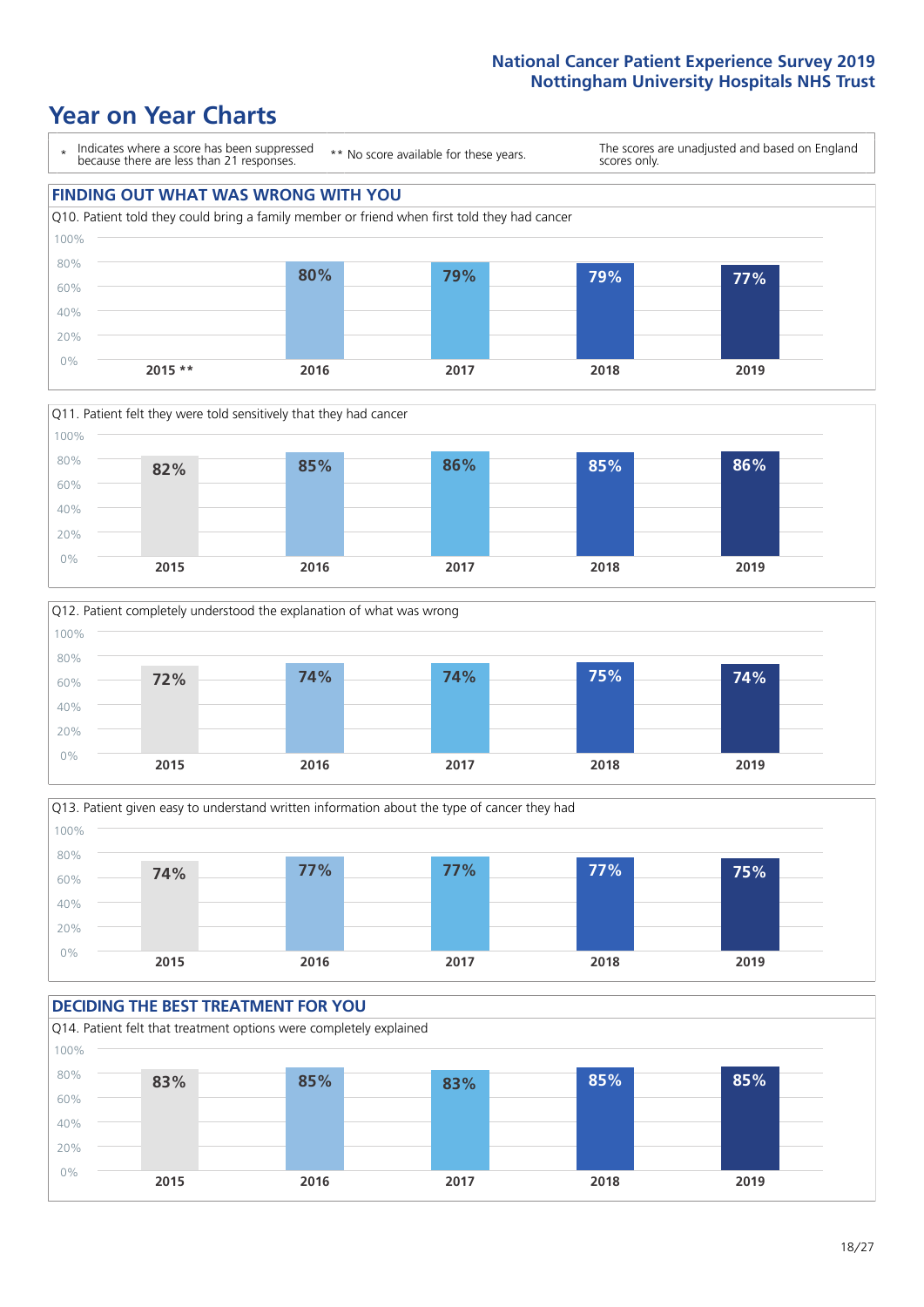# Year on Year Charts

\* Indicates where a score has been suppressed because there are less than 21 responses.

\*\* No score available for these years.

The scores are unadjusted and based on England scores only.

## FINDING OUT WHAT WAS WRONG WITH YOU

Q10. Patient told they could bring a family member or friend when first told they had cancer

| 2015 ** | 2016 | 2017 | 2018 | 2019 |
|---|---|---|---|---|
| | 80% | 79% | 79% | 77% |

Q11. Patient felt they were told sensitively that they had cancer

| 2015 | 2016 | 2017 | 2018 | 2019 |
|---|---|---|---|---|
| 82% | 85% | 86% | 85% | 86% |

Q12. Patient completely understood the explanation of what was wrong

| 2015 | 2016 | 2017 | 2018 | 2019 |
|---|---|---|---|---|
| 72% | 74% | 74% | 75% | 74% |

Q13. Patient given easy to understand written information about the type of cancer they had

| 2015 | 2016 | 2017 | 2018 | 2019 |
|---|---|---|---|---|
| 74% | 77% | 77% | 77% | 75% |

## DECIDING THE BEST TREATMENT FOR YOU

Q14. Patient felt that treatment options were completely explained

| 2015 | 2016 | 2017 | 2018 | 2019 |
|---|---|---|---|---|
| 83% | 85% | 83% | 85% | 85% |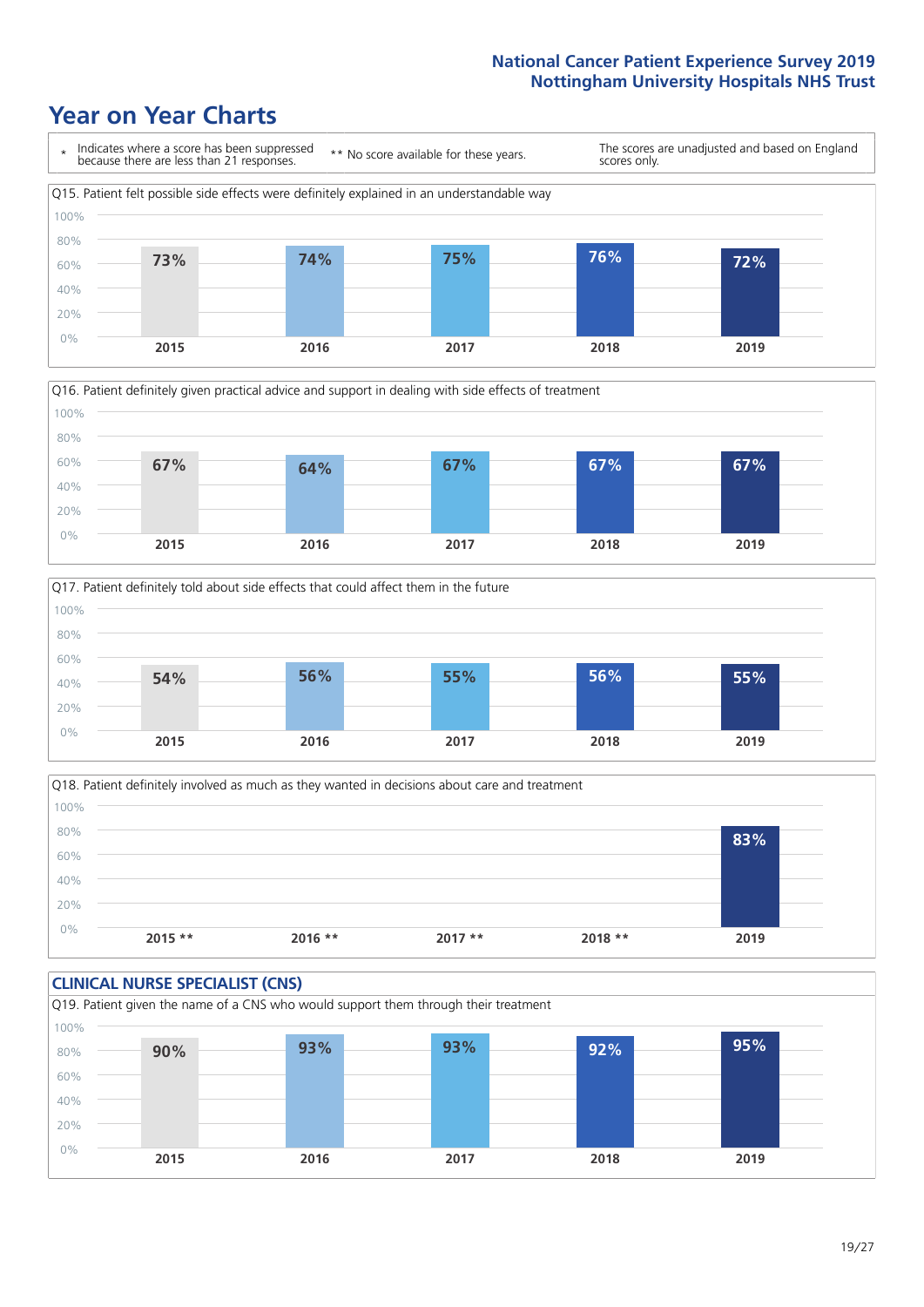# Year on Year Charts

\* Indicates where a score has been suppressed because there are less than 21 responses.

** No score available for these years.

The scores are unadjusted and based on England scores only.

Q15. Patient felt possible side effects were definitely explained in an understandable way

| 2015 | 2016 | 2017 | 2018 | 2019 |
|---|---|---|---|---|
| 73% | 74% | 75% | 76% | 72% |

Q16. Patient definitely given practical advice and support in dealing with side effects of treatment

| 2015 | 2016 | 2017 | 2018 | 2019 |
|---|---|---|---|---|
| 67% | 64% | 67% | 67% | 67% |

Q17. Patient definitely told about side effects that could affect them in the future

| 2015 | 2016 | 2017 | 2018 | 2019 |
|---|---|---|---|---|
| 54% | 56% | 55% | 56% | 55% |

Q18. Patient definitely involved as much as they wanted in decisions about care and treatment

| 2015 ** | 2016 ** | 2017 ** | 2018 ** | 2019 |
|---|---|---|---|---|
| | | | | 83% |

## CLINICAL NURSE SPECIALIST (CNS)

Q19. Patient given the name of a CNS who would support them through their treatment

| 2015 | 2016 | 2017 | 2018 | 2019 |
|---|---|---|---|---|
| 90% | 93% | 93% | 92% | 95% |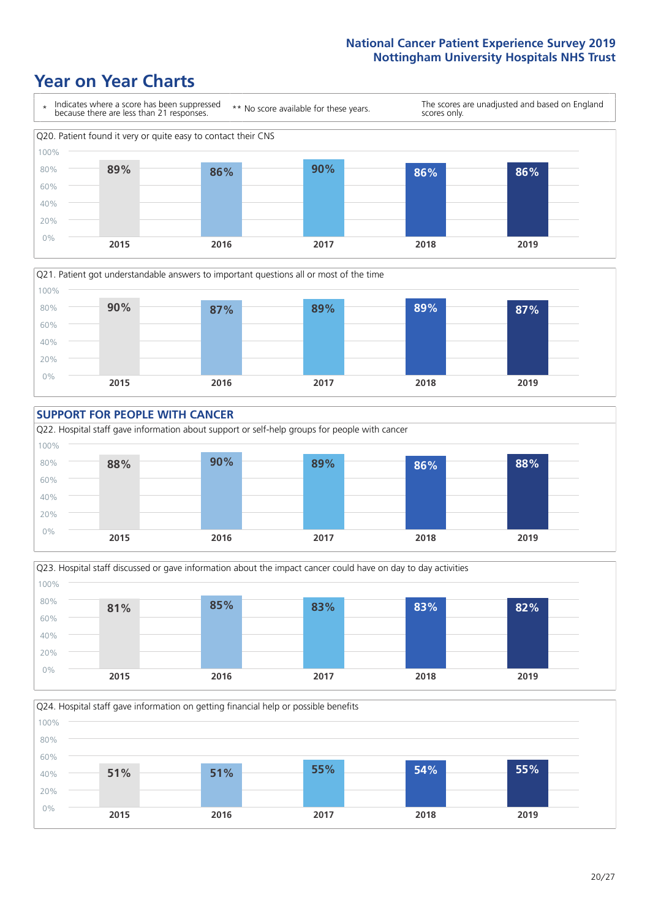# Year on Year Charts

\* Indicates where a score has been suppressed because there are less than 21 responses.

** No score available for these years.

The scores are unadjusted and based on England scores only.

Q20. Patient found it very or quite easy to contact their CNS

| 2015 | 2016 | 2017 | 2018 | 2019 |
|---|---|---|---|---|
| 89% | 86% | 90% | 86% | 86% |

Q21. Patient got understandable answers to important questions all or most of the time

| 2015 | 2016 | 2017 | 2018 | 2019 |
|---|---|---|---|---|
| 90% | 87% | 89% | 89% | 87% |

## SUPPORT FOR PEOPLE WITH CANCER

Q22. Hospital staff gave information about support or self-help groups for people with cancer

| 2015 | 2016 | 2017 | 2018 | 2019 |
|---|---|---|---|---|
| 88% | 90% | 89% | 86% | 88% |

Q23. Hospital staff discussed or gave information about the impact cancer could have on day to day activities

| 2015 | 2016 | 2017 | 2018 | 2019 |
|---|---|---|---|---|
| 81% | 85% | 83% | 83% | 82% |

Q24. Hospital staff gave information on getting financial help or possible benefits

| 2015 | 2016 | 2017 | 2018 | 2019 |
|---|---|---|---|---|
| 51% | 51% | 55% | 54% | 55% |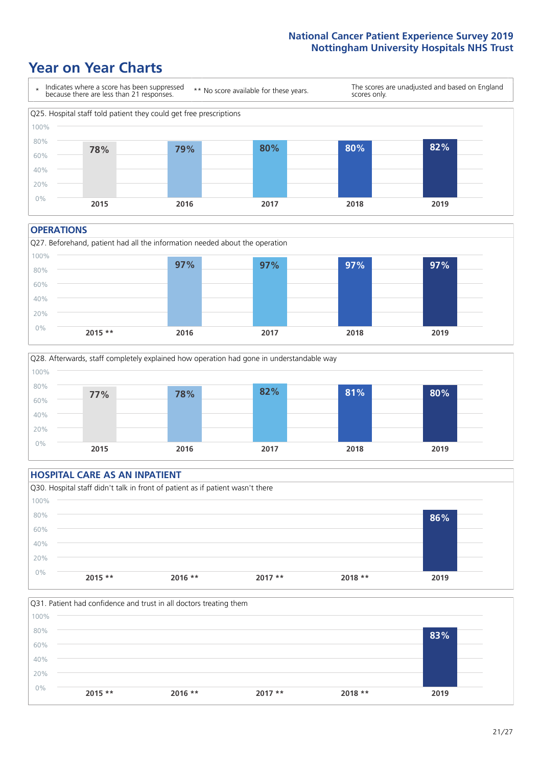## Year on Year Charts

| * Indicates where a score has been suppressed because there are less than 21 responses. | ** No score available for these years. | The scores are unadjusted and based on England scores only. |
|---|---|---|

Q25. Hospital staff told patient they could get free prescriptions

| 2015 | 2016 | 2017 | 2018 | 2019 |
|---|---|---|---|---|
| 78% | 79% | 80% | 80% | 82% |

### OPERATIONS

Q27. Beforehand, patient had all the information needed about the operation

| 2015 ** | 2016 | 2017 | 2018 | 2019 |
|---|---|---|---|---|
| | 97% | 97% | 97% | 97% |

Q28. Afterwards, staff completely explained how operation had gone in understandable way

| 2015 | 2016 | 2017 | 2018 | 2019 |
|---|---|---|---|---|
| 77% | 78% | 82% | 81% | 80% |

### HOSPITAL CARE AS AN INPATIENT

Q30. Hospital staff didn't talk in front of patient as if patient wasn't there

| 2015 ** | 2016 ** | 2017 ** | 2018 ** | 2019 |
|---|---|---|---|---|
| | | | | 86% |

Q31. Patient had confidence and trust in all doctors treating them

| 2015 ** | 2016 ** | 2017 ** | 2018 ** | 2019 |
|---|---|---|---|---|
| | | | | 83% |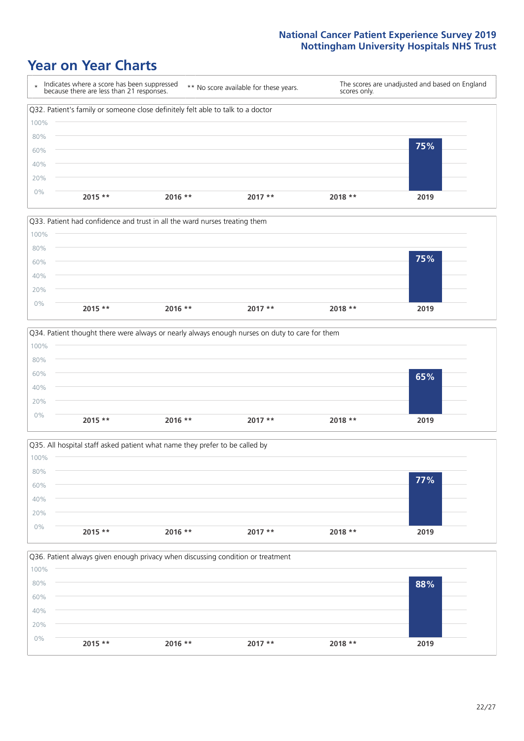# Year on Year Charts

\* Indicates where a score has been suppressed because there are less than 21 responses.

\*\* No score available for these years.

The scores are unadjusted and based on England scores only.

Q32. Patient's family or someone close definitely felt able to talk to a doctor

| 2015 ** | 2016 ** | 2017 ** | 2018 ** | 2019 |
|---|---|---|---|---|
| | | | | 75% |

Q33. Patient had confidence and trust in all the ward nurses treating them

| 2015 ** | 2016 ** | 2017 ** | 2018 ** | 2019 |
|---|---|---|---|---|
| | | | | 75% |

Q34. Patient thought there were always or nearly always enough nurses on duty to care for them

| 2015 ** | 2016 ** | 2017 ** | 2018 ** | 2019 |
|---|---|---|---|---|
| | | | | 65% |

Q35. All hospital staff asked patient what name they prefer to be called by

| 2015 ** | 2016 ** | 2017 ** | 2018 ** | 2019 |
|---|---|---|---|---|
| | | | | 77% |

Q36. Patient always given enough privacy when discussing condition or treatment

| 2015 ** | 2016 ** | 2017 ** | 2018 ** | 2019 |
|---|---|---|---|---|
| | | | | 88% |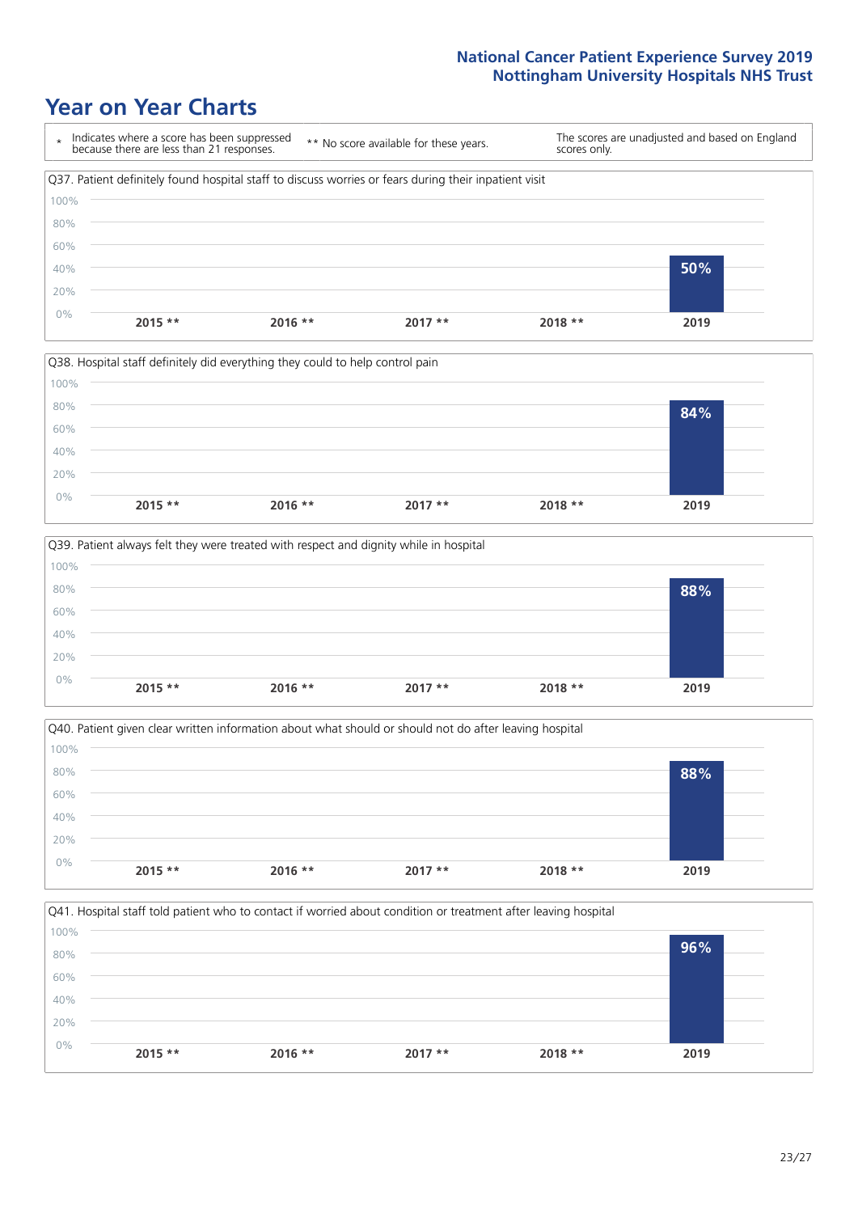# Year on Year Charts

\* Indicates where a score has been suppressed because there are less than 21 responses.

\*\* No score available for these years.

The scores are unadjusted and based on England scores only.

Q37. Patient definitely found hospital staff to discuss worries or fears during their inpatient visit

| 2015 ** | 2016 ** | 2017 ** | 2018 ** | 2019 |
|---|---|---|---|---|
| | | | | 50% |

Q38. Hospital staff definitely did everything they could to help control pain

| 2015 ** | 2016 ** | 2017 ** | 2018 ** | 2019 |
|---|---|---|---|---|
| | | | | 84% |

Q39. Patient always felt they were treated with respect and dignity while in hospital

| 2015 ** | 2016 ** | 2017 ** | 2018 ** | 2019 |
|---|---|---|---|---|
| | | | | 88% |

Q40. Patient given clear written information about what should or should not do after leaving hospital

| 2015 ** | 2016 ** | 2017 ** | 2018 ** | 2019 |
|---|---|---|---|---|
| | | | | 88% |

Q41. Hospital staff told patient who to contact if worried about condition or treatment after leaving hospital

| 2015 ** | 2016 ** | 2017 ** | 2018 ** | 2019 |
|---|---|---|---|---|
| | | | | 96% |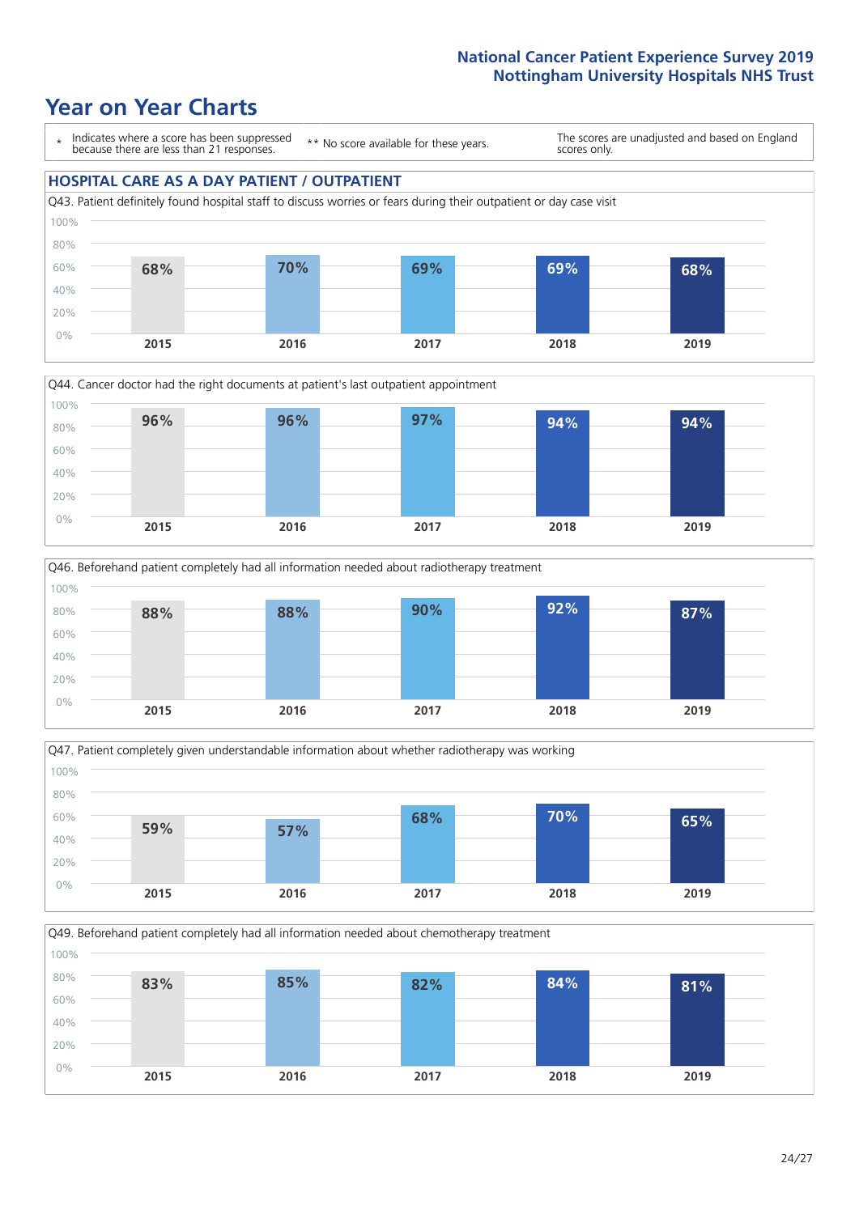# Year on Year Charts

\* Indicates where a score has been suppressed because there are less than 21 responses.

** No score available for these years.

The scores are unadjusted and based on England scores only.

## HOSPITAL CARE AS A DAY PATIENT / OUTPATIENT

Q43. Patient definitely found hospital staff to discuss worries or fears during their outpatient or day case visit

| 2015 | 2016 | 2017 | 2018 | 2019 |
|---|---|---|---|---|
| 68% | 70% | 69% | 69% | 68% |

Q44. Cancer doctor had the right documents at patient's last outpatient appointment

| 2015 | 2016 | 2017 | 2018 | 2019 |
|---|---|---|---|---|
| 96% | 96% | 97% | 94% | 94% |

Q46. Beforehand patient completely had all information needed about radiotherapy treatment

| 2015 | 2016 | 2017 | 2018 | 2019 |
|---|---|---|---|---|
| 88% | 88% | 90% | 92% | 87% |

Q47. Patient completely given understandable information about whether radiotherapy was working

| 2015 | 2016 | 2017 | 2018 | 2019 |
|---|---|---|---|---|
| 59% | 57% | 68% | 70% | 65% |

Q49. Beforehand patient completely had all information needed about chemotherapy treatment

| 2015 | 2016 | 2017 | 2018 | 2019 |
|---|---|---|---|---|
| 83% | 85% | 82% | 84% | 81% |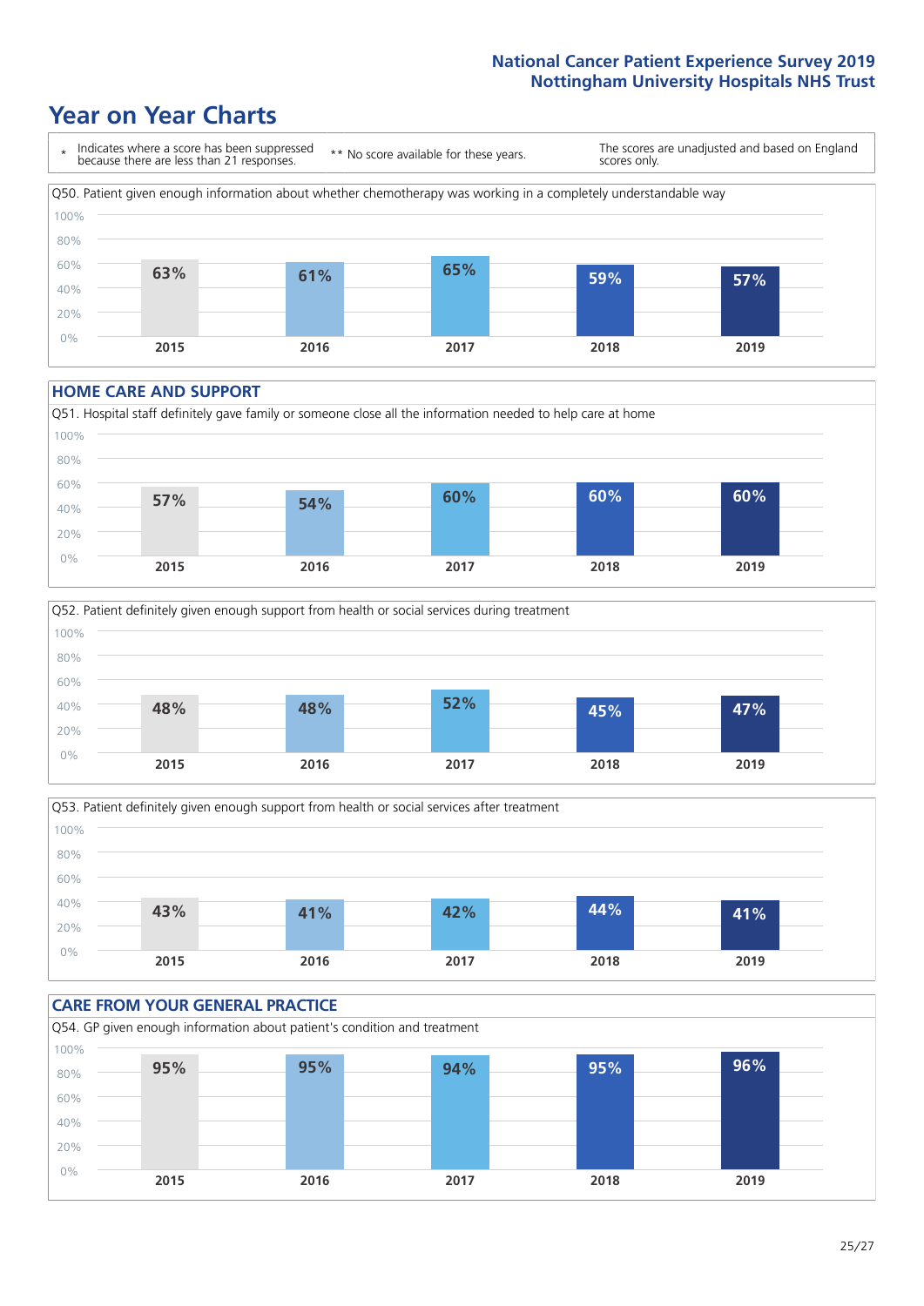# Year on Year Charts

\* Indicates where a score has been suppressed because there are less than 21 responses.

\*\* No score available for these years.

The scores are unadjusted and based on England scores only.

Q50. Patient given enough information about whether chemotherapy was working in a completely understandable way

| 2015 | 2016 | 2017 | 2018 | 2019 |
|---|---|---|---|---|
| 63% | 61% | 65% | 59% | 57% |

## HOME CARE AND SUPPORT

Q51. Hospital staff definitely gave family or someone close all the information needed to help care at home

| 2015 | 2016 | 2017 | 2018 | 2019 |
|---|---|---|---|---|
| 57% | 54% | 60% | 60% | 60% |

Q52. Patient definitely given enough support from health or social services during treatment

| 2015 | 2016 | 2017 | 2018 | 2019 |
|---|---|---|---|---|
| 48% | 48% | 52% | 45% | 47% |

Q53. Patient definitely given enough support from health or social services after treatment

| 2015 | 2016 | 2017 | 2018 | 2019 |
|---|---|---|---|---|
| 43% | 41% | 42% | 44% | 41% |

## CARE FROM YOUR GENERAL PRACTICE

Q54. GP given enough information about patient's condition and treatment

| 2015 | 2016 | 2017 | 2018 | 2019 |
|---|---|---|---|---|
| 95% | 95% | 94% | 95% | 96% |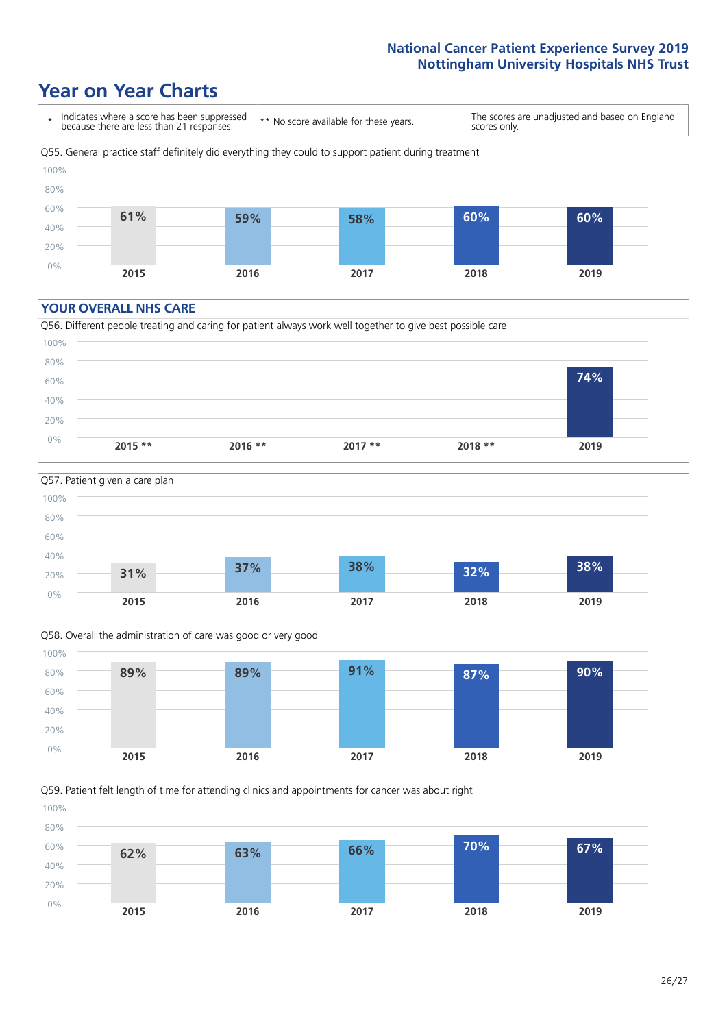# Year on Year Charts

\* Indicates where a score has been suppressed because there are less than 21 responses.

** No score available for these years.

The scores are unadjusted and based on England scores only.

Q55. General practice staff definitely did everything they could to support patient during treatment

| 2015 | 2016 | 2017 | 2018 | 2019 |
|---|---|---|---|---|
| 61% | 59% | 58% | 60% | 60% |

## YOUR OVERALL NHS CARE

Q56. Different people treating and caring for patient always work well together to give best possible care

| 2015 ** | 2016 ** | 2017 ** | 2018 ** | 2019 |
|---|---|---|---|---|
| | | | | 74% |

Q57. Patient given a care plan

| 2015 | 2016 | 2017 | 2018 | 2019 |
|---|---|---|---|---|
| 31% | 37% | 38% | 32% | 38% |

Q58. Overall the administration of care was good or very good

| 2015 | 2016 | 2017 | 2018 | 2019 |
|---|---|---|---|---|
| 89% | 89% | 91% | 87% | 90% |

Q59. Patient felt length of time for attending clinics and appointments for cancer was about right

| 2015 | 2016 | 2017 | 2018 | 2019 |
|---|---|---|---|---|
| 62% | 63% | 66% | 70% | 67% |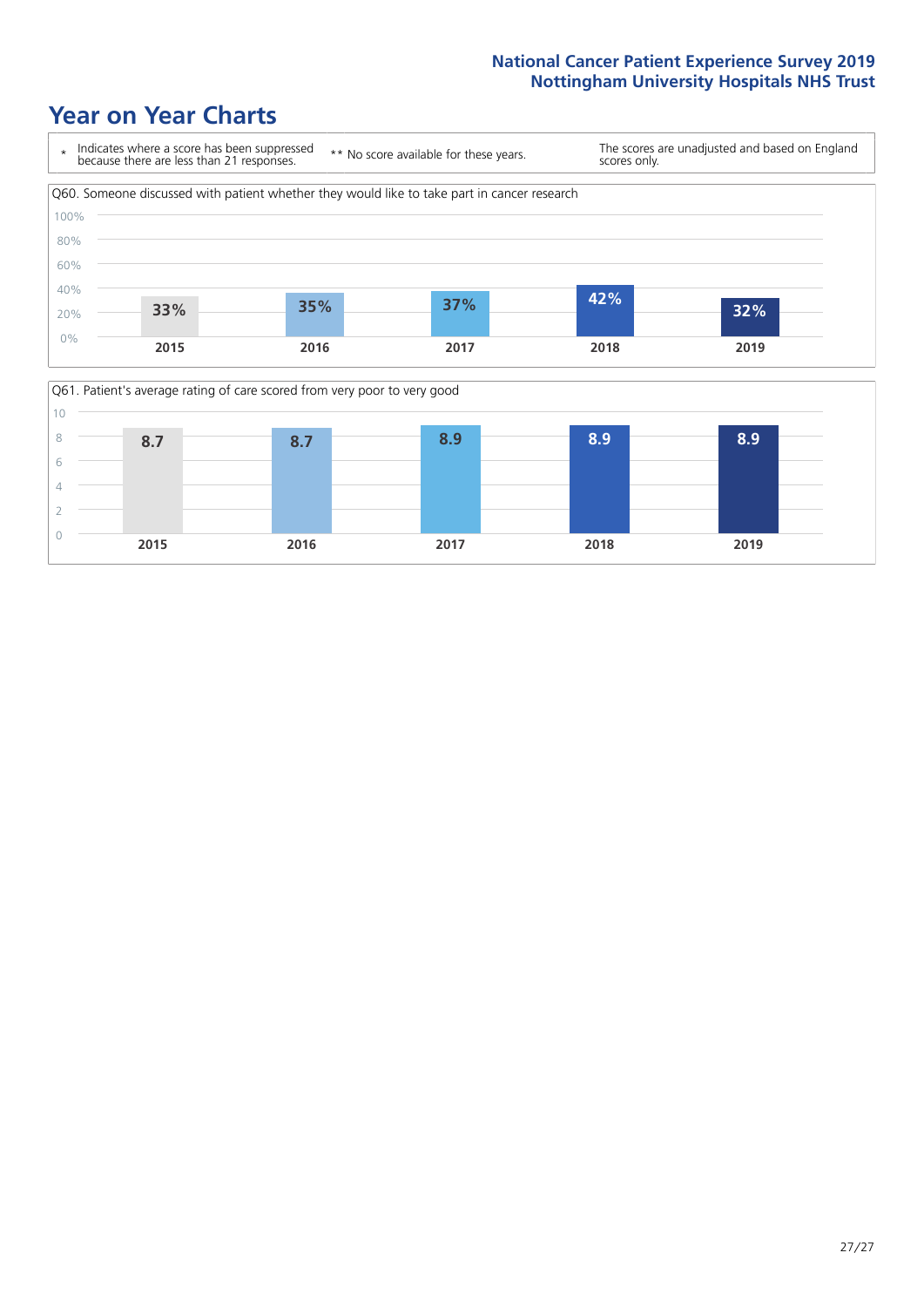# Year on Year Charts

\* Indicates where a score has been suppressed because there are less than 21 responses.

** No score available for these years.

The scores are unadjusted and based on England scores only.

Q60. Someone discussed with patient whether they would like to take part in cancer research

100%
80%
60%
40%
20%
0%

33% 2015
35% 2016
37% 2017
42% 2018
32% 2019

Q61. Patient's average rating of care scored from very poor to very good

10
8
6
4
2
0

8.7 2015
8.7 2016
8.9 2017
8.9 2018
8.9 2019